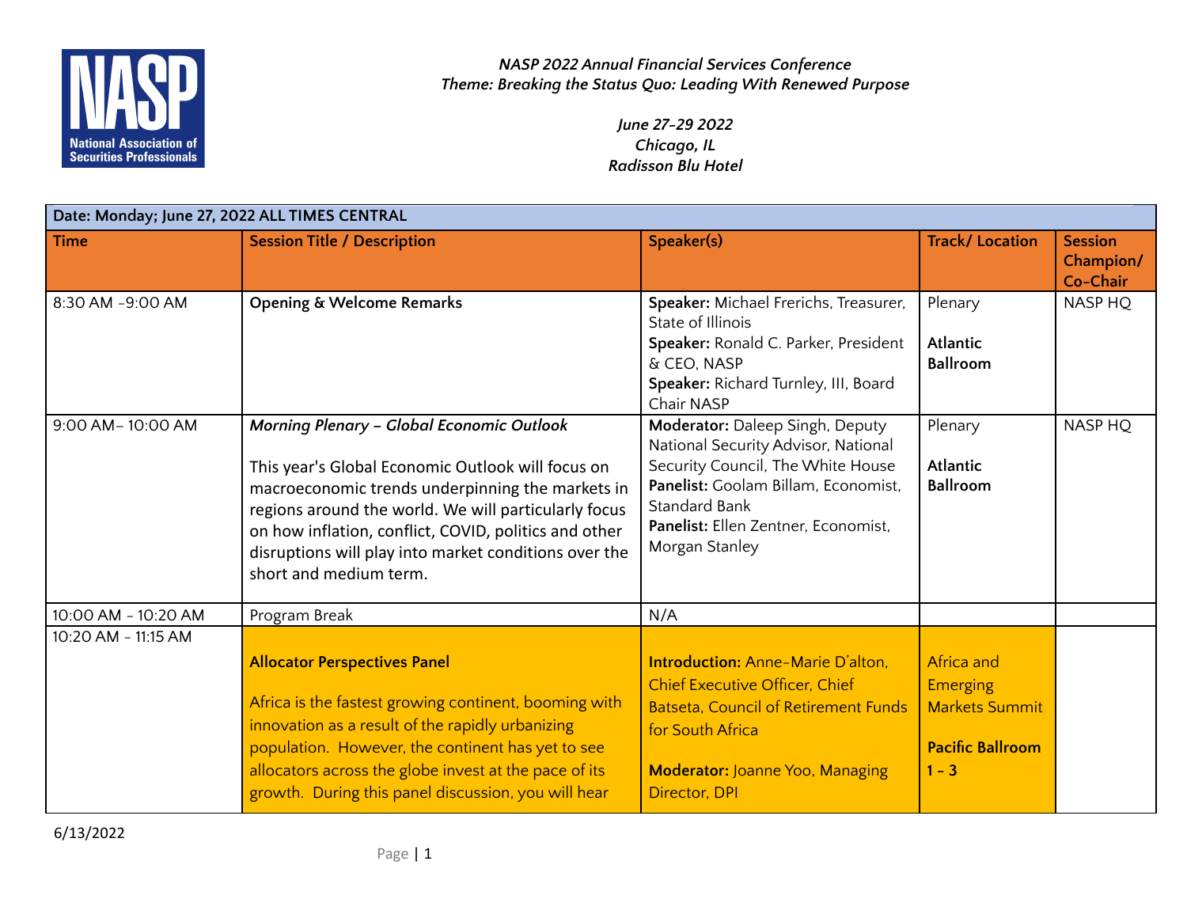NASP
National Association of Securities Professionals

*NASP 2022 Annual Financial Services Conference*
*Theme: Breaking the Status Quo: Leading With Renewed Purpose*

*June 27-29 2022*
*Chicago, IL*
*Radisson Blu Hotel*

| Date: Monday; June 27, 2022 ALL TIMES CENTRAL | | | | |
|---|---|---|---|---|
| **Time** | **Session Title / Description** | **Speaker(s)** | **Track/ Location** | **Session Champion/ Co-Chair** |
| 8:30 AM -9:00 AM | **Opening & Welcome Remarks** | **Speaker:** Michael Frerichs, Treasurer, State of Illinois<br>**Speaker:** Ronald C. Parker, President & CEO, NASP<br>**Speaker:** Richard Turnley, III, Board Chair NASP | Plenary<br><br>**Atlantic Ballroom** | NASP HQ |
| 9:00 AM– 10:00 AM | ***Morning Plenary – Global Economic Outlook***<br><br>This year's Global Economic Outlook will focus on macroeconomic trends underpinning the markets in regions around the world. We will particularly focus on how inflation, conflict, COVID, politics and other disruptions will play into market conditions over the short and medium term. | **Moderator:** Daleep Singh, Deputy National Security Advisor, National Security Council, The White House<br>**Panelist:** Goolam Billam, Economist, Standard Bank<br>**Panelist:** Ellen Zentner, Economist, Morgan Stanley | Plenary<br><br>**Atlantic Ballroom** | NASP HQ |
| 10:00 AM - 10:20 AM | Program Break | N/A | | |
| 10:20 AM - 11:15 AM | **Allocator Perspectives Panel**<br><br>Africa is the fastest growing continent, booming with innovation as a result of the rapidly urbanizing population. However, the continent has yet to see allocators across the globe invest at the pace of its growth. During this panel discussion, you will hear | **Introduction:** Anne-Marie D'alton, Chief Executive Officer, Chief Batseta, Council of Retirement Funds for South Africa<br><br>**Moderator:** Joanne Yoo, Managing Director, DPI | Africa and Emerging Markets Summit<br><br>**Pacific Ballroom 1 - 3** | |

6/13/2022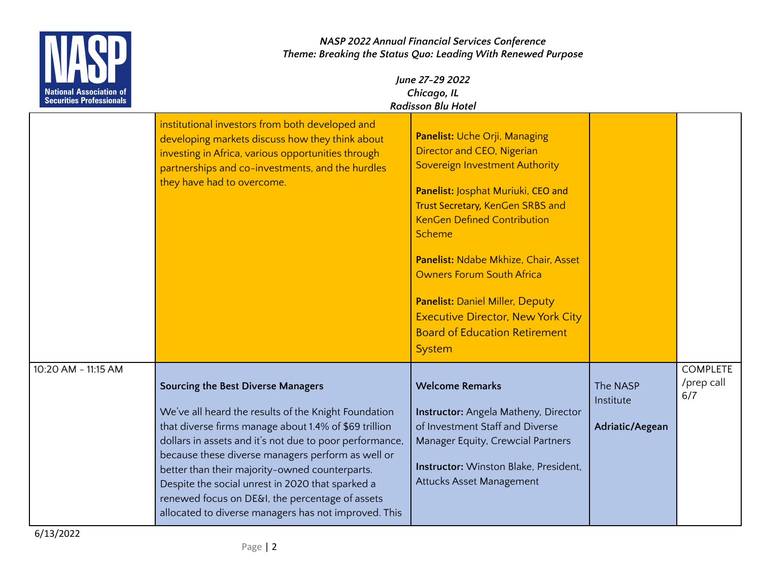| | | | | |
|---|---|---|---|---|
| | institutional investors from both developed and developing markets discuss how they think about investing in Africa, various opportunities through partnerships and co-investments, and the hurdles they have had to overcome. | **Panelist:** Uche Orji, Managing Director and CEO, Nigerian Sovereign Investment Authority<br><br>**Panelist:** Josphat Muriuki, CEO and Trust Secretary, KenGen SRBS and KenGen Defined Contribution Scheme<br><br>**Panelist:** Ndabe Mkhize, Chair, Asset Owners Forum South Africa<br><br>**Panelist:** Daniel Miller, Deputy Executive Director, New York City Board of Education Retirement System | | |
| 10:20 AM - 11:15 AM | **Sourcing the Best Diverse Managers**<br><br>We've all heard the results of the Knight Foundation that diverse firms manage about 1.4% of $69 trillion dollars in assets and it's not due to poor performance, because these diverse managers perform as well or better than their majority-owned counterparts. Despite the social unrest in 2020 that sparked a renewed focus on DE&I, the percentage of assets allocated to diverse managers has not improved. This | **Welcome Remarks**<br><br>**Instructor:** Angela Matheny, Director of Investment Staff and Diverse Manager Equity, Crewcial Partners<br><br>**Instructor:** Winston Blake, President, Attucks Asset Management | The NASP Institute<br><br>**Adriatic/Aegean** | COMPLETE /prep call 6/7 |

6/13/2022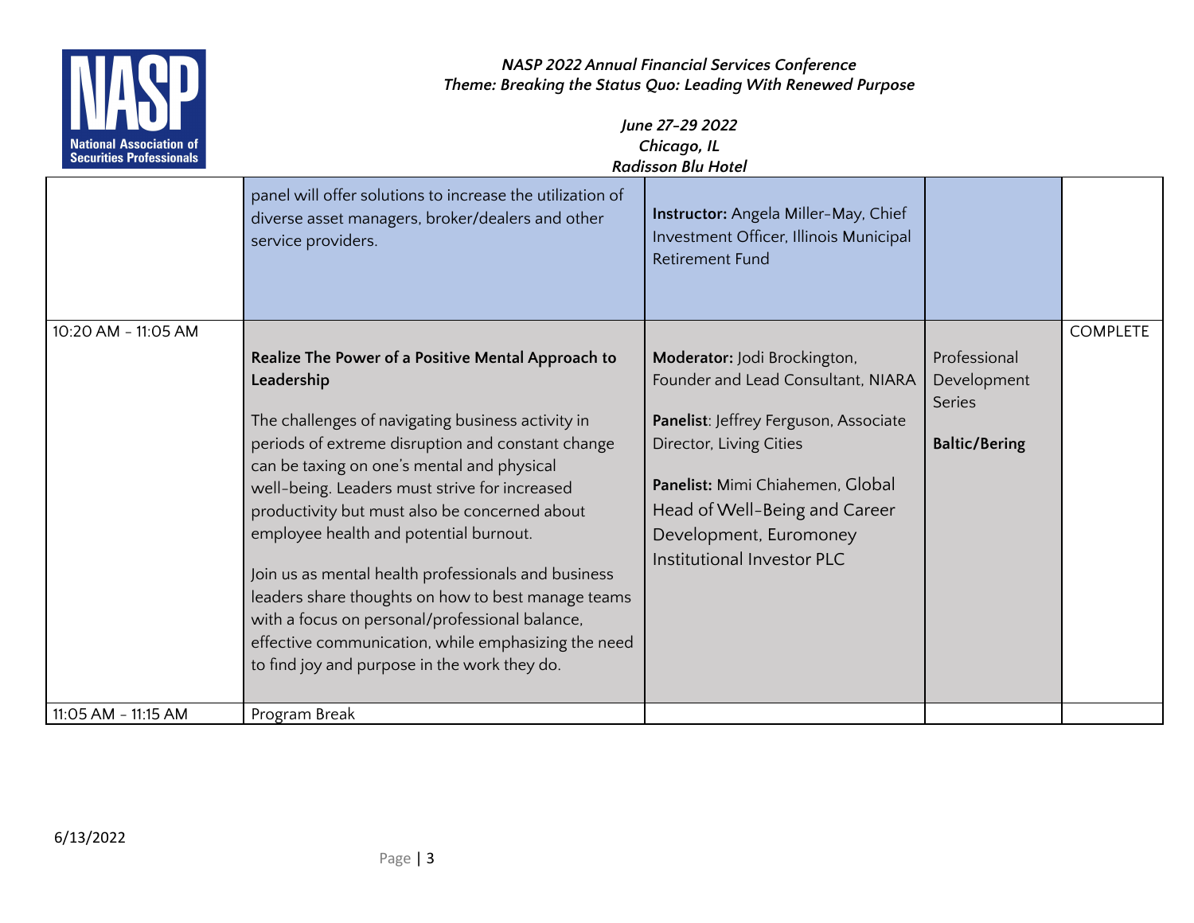| | | | | |
|---|---|---|---|---|
| | panel will offer solutions to increase the utilization of diverse asset managers, broker/dealers and other service providers. | **Instructor:** Angela Miller-May, Chief Investment Officer, Illinois Municipal Retirement Fund | | |
| 10:20 AM - 11:05 AM | **Realize The Power of a Positive Mental Approach to Leadership**<br><br>The challenges of navigating business activity in periods of extreme disruption and constant change can be taxing on one's mental and physical well-being. Leaders must strive for increased productivity but must also be concerned about employee health and potential burnout.<br><br>Join us as mental health professionals and business leaders share thoughts on how to best manage teams with a focus on personal/professional balance, effective communication, while emphasizing the need to find joy and purpose in the work they do. | **Moderator:** Jodi Brockington, Founder and Lead Consultant, NIARA<br><br>**Panelist**: Jeffrey Ferguson, Associate Director, Living Cities<br><br>**Panelist:** Mimi Chiahemen, Global Head of Well-Being and Career Development, Euromoney Institutional Investor PLC | Professional Development Series<br><br>**Baltic/Bering** | COMPLETE |
| 11:05 AM - 11:15 AM | Program Break | | | |

6/13/2022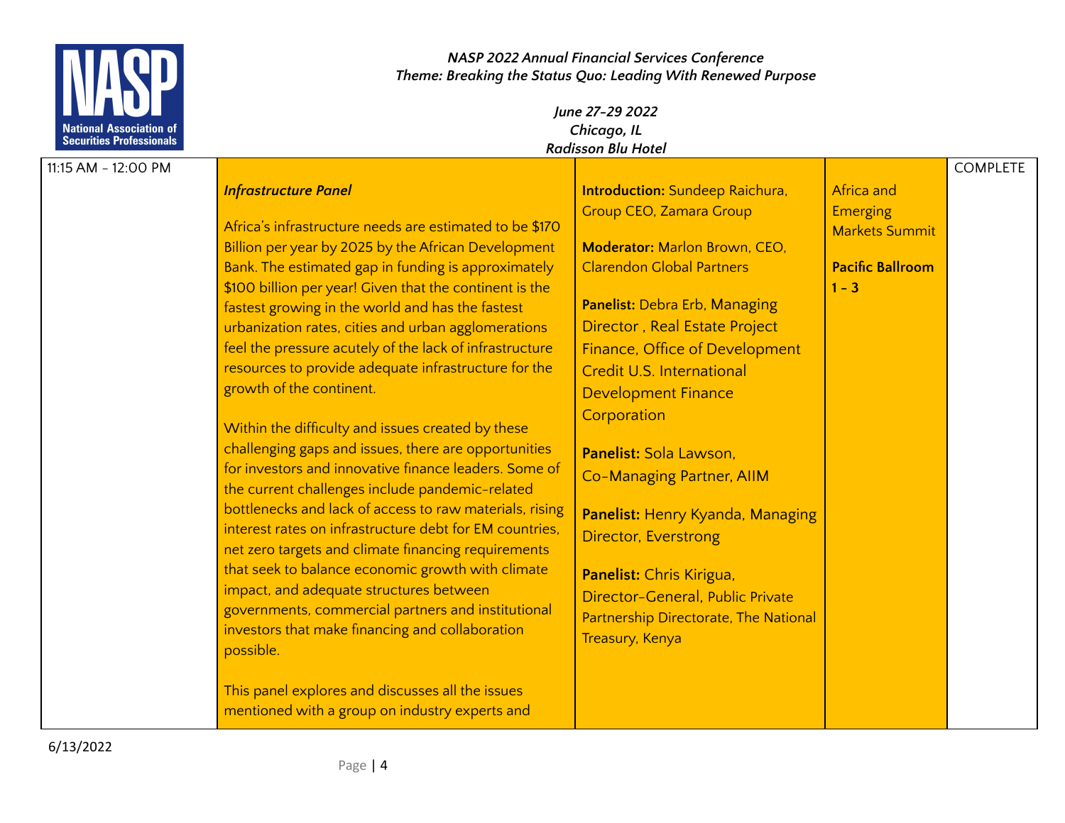| 11:15 AM - 12:00 PM | ***Infrastructure Panel***<br><br>Africa's infrastructure needs are estimated to be $170 Billion per year by 2025 by the African Development Bank. The estimated gap in funding is approximately $100 billion per year! Given that the continent is the fastest growing in the world and has the fastest urbanization rates, cities and urban agglomerations feel the pressure acutely of the lack of infrastructure resources to provide adequate infrastructure for the growth of the continent.<br><br>Within the difficulty and issues created by these challenging gaps and issues, there are opportunities for investors and innovative finance leaders. Some of the current challenges include pandemic-related bottlenecks and lack of access to raw materials, rising interest rates on infrastructure debt for EM countries, net zero targets and climate financing requirements that seek to balance economic growth with climate impact, and adequate structures between governments, commercial partners and institutional investors that make financing and collaboration possible.<br><br>This panel explores and discusses all the issues mentioned with a group on industry experts and | **Introduction:** Sundeep Raichura, Group CEO, Zamara Group<br><br>**Moderator:** Marlon Brown, CEO, Clarendon Global Partners<br><br>**Panelist:** Debra Erb, Managing Director , Real Estate Project Finance, Office of Development Credit U.S. International Development Finance Corporation<br><br>**Panelist:** Sola Lawson, Co-Managing Partner, AIIM<br><br>**Panelist:** Henry Kyanda, Managing Director, Everstrong<br><br>**Panelist:** Chris Kirigua, Director-General, Public Private Partnership Directorate, The National Treasury, Kenya | Africa and Emerging Markets Summit<br><br>**Pacific Ballroom 1 - 3** | COMPLETE |
|---|---|---|---|---|

6/13/2022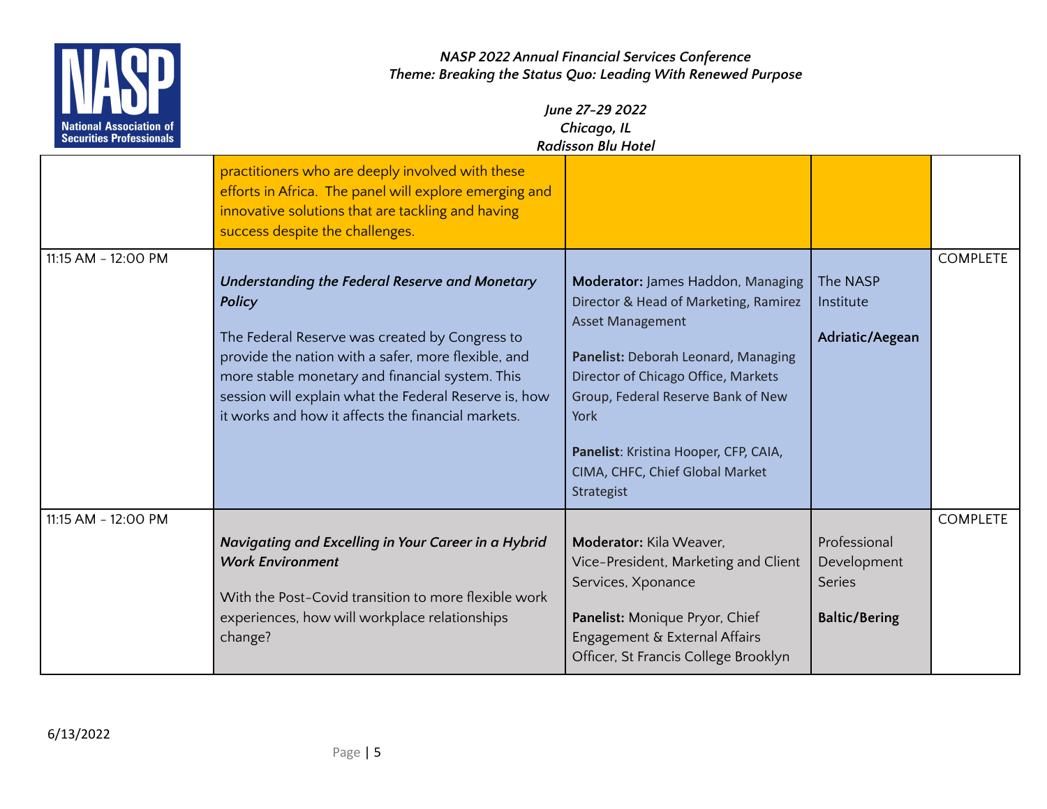| | | | | |
|---|---|---|---|---|
| | practitioners who are deeply involved with these efforts in Africa. The panel will explore emerging and innovative solutions that are tackling and having success despite the challenges. | | | |
| 11:15 AM - 12:00 PM | ***Understanding the Federal Reserve and Monetary Policy***<br><br>The Federal Reserve was created by Congress to provide the nation with a safer, more flexible, and more stable monetary and financial system. This session will explain what the Federal Reserve is, how it works and how it affects the financial markets. | **Moderator:** James Haddon, Managing Director & Head of Marketing, Ramirez Asset Management<br><br>**Panelist:** Deborah Leonard, Managing Director of Chicago Office, Markets Group, Federal Reserve Bank of New York<br><br>**Panelist**: Kristina Hooper, CFP, CAIA, CIMA, CHFC, Chief Global Market Strategist | The NASP Institute<br><br>**Adriatic/Aegean** | COMPLETE |
| 11:15 AM - 12:00 PM | ***Navigating and Excelling in Your Career in a Hybrid Work Environment***<br><br>With the Post-Covid transition to more flexible work experiences, how will workplace relationships change? | **Moderator:** Kila Weaver, Vice-President, Marketing and Client Services, Xponance<br><br>**Panelist:** Monique Pryor, Chief Engagement & External Affairs Officer, St Francis College Brooklyn | Professional Development Series<br><br>**Baltic/Bering** | COMPLETE |

6/13/2022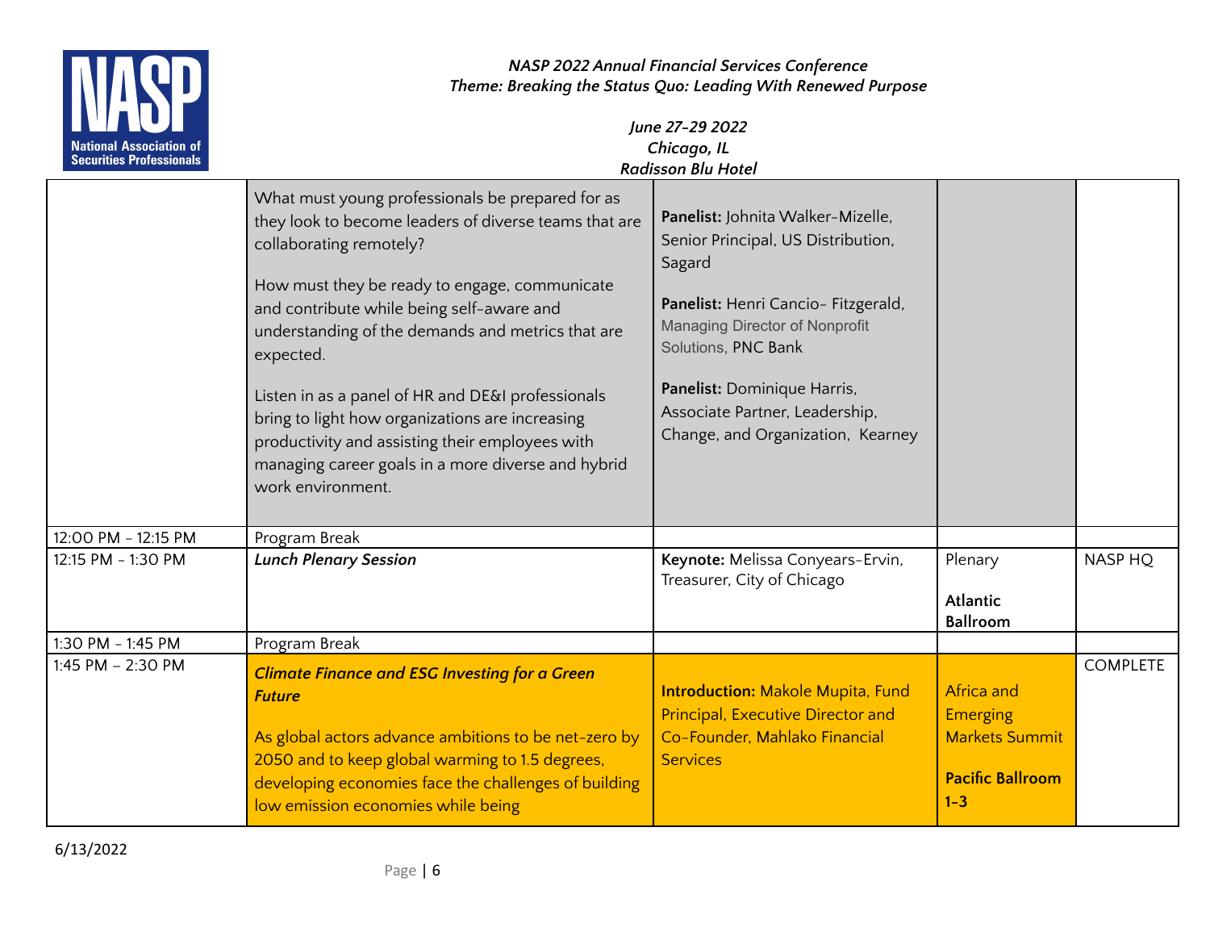| | | | | |
|---|---|---|---|---|
| | What must young professionals be prepared for as they look to become leaders of diverse teams that are collaborating remotely?<br><br>How must they be ready to engage, communicate and contribute while being self-aware and understanding of the demands and metrics that are expected.<br><br>Listen in as a panel of HR and DE&I professionals bring to light how organizations are increasing productivity and assisting their employees with managing career goals in a more diverse and hybrid work environment. | **Panelist:** Johnita Walker-Mizelle, Senior Principal, US Distribution, Sagard<br><br>**Panelist:** Henri Cancio- Fitzgerald, Managing Director of Nonprofit Solutions, PNC Bank<br><br>**Panelist:** Dominique Harris, Associate Partner, Leadership, Change, and Organization, Kearney | | |
| 12:00 PM - 12:15 PM | Program Break | | | |
| 12:15 PM - 1:30 PM | ***Lunch Plenary Session*** | **Keynote:** Melissa Conyears-Ervin, Treasurer, City of Chicago | Plenary<br><br>**Atlantic Ballroom** | NASP HQ |
| 1:30 PM - 1:45 PM | Program Break | | | |
| 1:45 PM – 2:30 PM | ***Climate Finance and ESG Investing for a Green Future***<br><br>As global actors advance ambitions to be net-zero by 2050 and to keep global warming to 1.5 degrees, developing economies face the challenges of building low emission economies while being | **Introduction:** Makole Mupita, Fund Principal, Executive Director and Co-Founder, Mahlako Financial Services | Africa and Emerging Markets Summit<br><br>**Pacific Ballroom 1-3** | COMPLETE |

6/13/2022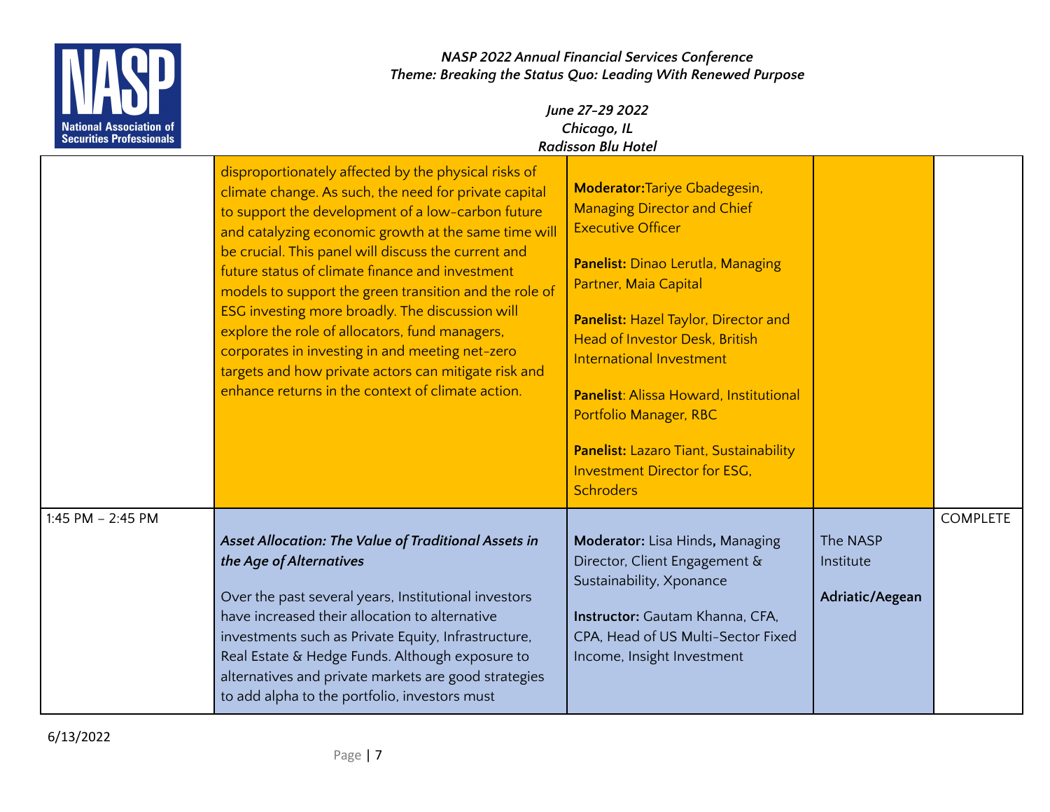| | | | | |
|---|---|---|---|---|
| | disproportionately affected by the physical risks of climate change. As such, the need for private capital to support the development of a low-carbon future and catalyzing economic growth at the same time will be crucial. This panel will discuss the current and future status of climate finance and investment models to support the green transition and the role of ESG investing more broadly. The discussion will explore the role of allocators, fund managers, corporates in investing in and meeting net-zero targets and how private actors can mitigate risk and enhance returns in the context of climate action. | **Moderator:** Tariye Gbadegesin, Managing Director and Chief Executive Officer<br><br>**Panelist:** Dinao Lerutla, Managing Partner, Maia Capital<br><br>**Panelist:** Hazel Taylor, Director and Head of Investor Desk, British International Investment<br><br>**Panelist**: Alissa Howard, Institutional Portfolio Manager, RBC<br><br>**Panelist:** Lazaro Tiant, Sustainability Investment Director for ESG, Schroders | | |
| 1:45 PM – 2:45 PM | ***Asset Allocation: The Value of Traditional Assets in the Age of Alternatives***<br><br>Over the past several years, Institutional investors have increased their allocation to alternative investments such as Private Equity, Infrastructure, Real Estate & Hedge Funds. Although exposure to alternatives and private markets are good strategies to add alpha to the portfolio, investors must | **Moderator:** Lisa Hinds**,** Managing Director, Client Engagement & Sustainability, Xponance<br><br>**Instructor:** Gautam Khanna, CFA, CPA, Head of US Multi-Sector Fixed Income, Insight Investment | The NASP Institute<br><br>**Adriatic/Aegean** | COMPLETE |

6/13/2022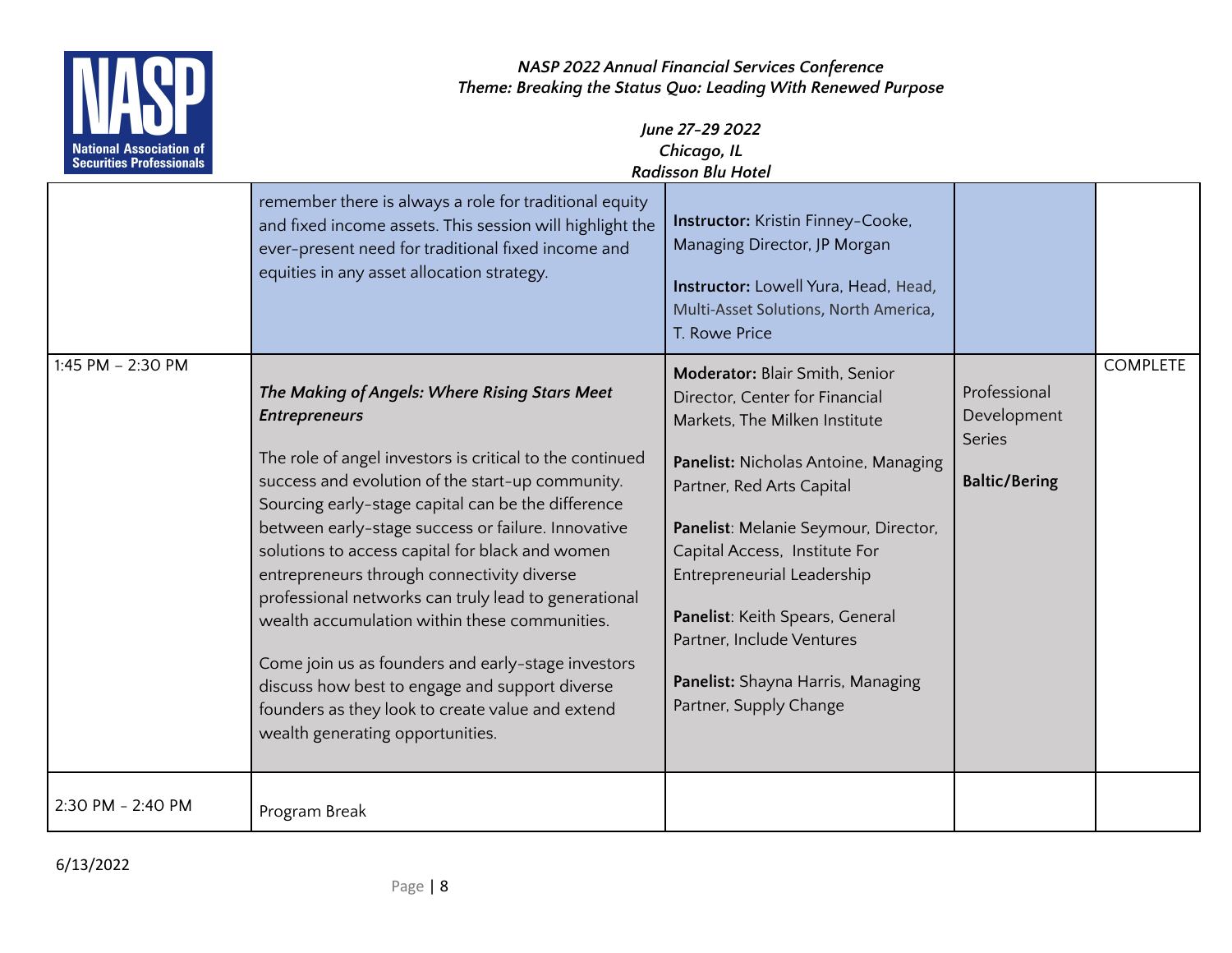| | | | | |
|---|---|---|---|---|
| | remember there is always a role for traditional equity and fixed income assets. This session will highlight the ever-present need for traditional fixed income and equities in any asset allocation strategy. | **Instructor:** Kristin Finney-Cooke, Managing Director, JP Morgan<br><br>**Instructor:** Lowell Yura, Head, Head, Multi-Asset Solutions, North America, T. Rowe Price | | |
| 1:45 PM – 2:30 PM | ***The Making of Angels: Where Rising Stars Meet Entrepreneurs***<br><br>The role of angel investors is critical to the continued success and evolution of the start-up community. Sourcing early-stage capital can be the difference between early-stage success or failure. Innovative solutions to access capital for black and women entrepreneurs through connectivity diverse professional networks can truly lead to generational wealth accumulation within these communities.<br><br>Come join us as founders and early-stage investors discuss how best to engage and support diverse founders as they look to create value and extend wealth generating opportunities. | **Moderator:** Blair Smith, Senior Director, Center for Financial Markets, The Milken Institute<br><br>**Panelist:** Nicholas Antoine, Managing Partner, Red Arts Capital<br><br>**Panelist**: Melanie Seymour, Director, Capital Access, Institute For Entrepreneurial Leadership<br><br>**Panelist**: Keith Spears, General Partner, Include Ventures<br><br>**Panelist:** Shayna Harris, Managing Partner, Supply Change | Professional Development Series<br><br>**Baltic/Bering** | COMPLETE |
| 2:30 PM - 2:40 PM | Program Break | | | |

6/13/2022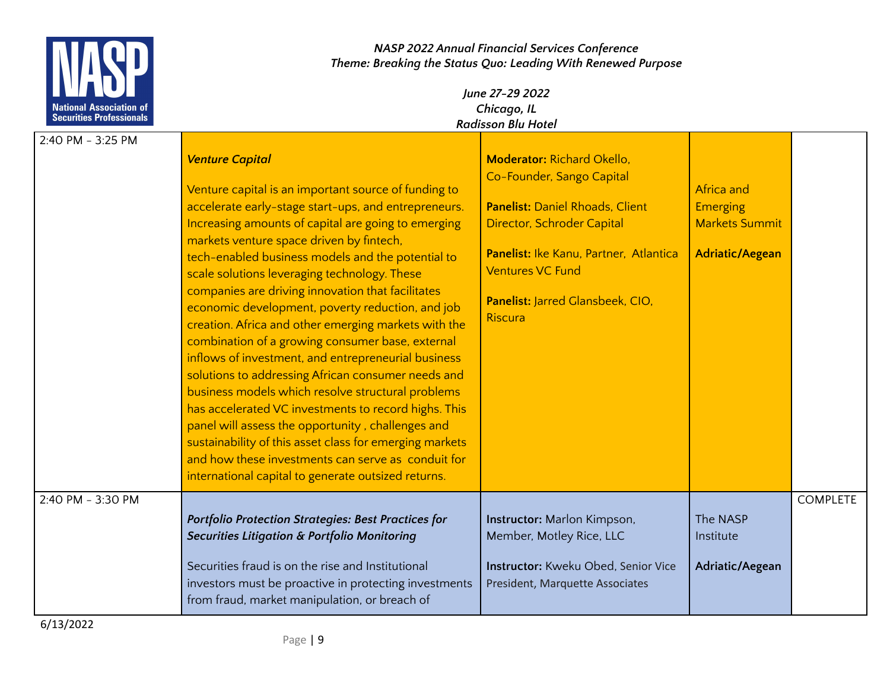| | | | | |
|---|---|---|---|---|
| 2:40 PM - 3:25 PM | ***Venture Capital***<br><br>Venture capital is an important source of funding to accelerate early-stage start-ups, and entrepreneurs. Increasing amounts of capital are going to emerging markets venture space driven by fintech, tech-enabled business models and the potential to scale solutions leveraging technology. These companies are driving innovation that facilitates economic development, poverty reduction, and job creation. Africa and other emerging markets with the combination of a growing consumer base, external inflows of investment, and entrepreneurial business solutions to addressing African consumer needs and business models which resolve structural problems has accelerated VC investments to record highs. This panel will assess the opportunity , challenges and sustainability of this asset class for emerging markets and how these investments can serve as conduit for international capital to generate outsized returns. | **Moderator:** Richard Okello, Co-Founder, Sango Capital<br><br>**Panelist:** Daniel Rhoads, Client Director, Schroder Capital<br><br>**Panelist:** Ike Kanu, Partner, Atlantica Ventures VC Fund<br><br>**Panelist:** Jarred Glansbeek, CIO, Riscura | Africa and Emerging Markets Summit<br><br>**Adriatic/Aegean** | |
| 2:40 PM - 3:30 PM | ***Portfolio Protection Strategies: Best Practices for Securities Litigation & Portfolio Monitoring***<br><br>Securities fraud is on the rise and Institutional investors must be proactive in protecting investments from fraud, market manipulation, or breach of | **Instructor:** Marlon Kimpson, Member, Motley Rice, LLC<br><br>**Instructor:** Kweku Obed, Senior Vice President, Marquette Associates | The NASP Institute<br><br>**Adriatic/Aegean** | COMPLETE |

6/13/2022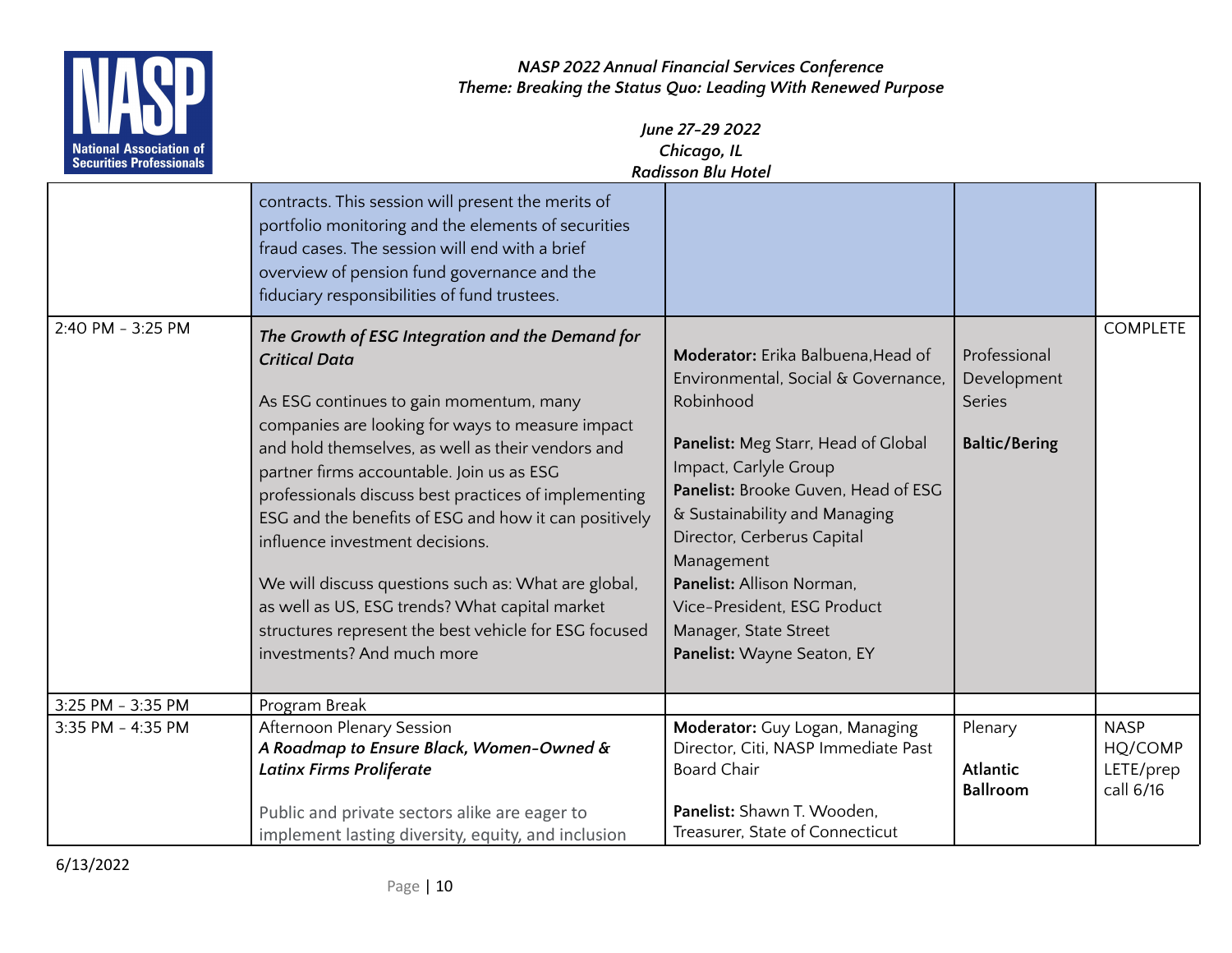| | | | | |
|---|---|---|---|---|
| | contracts. This session will present the merits of portfolio monitoring and the elements of securities fraud cases. The session will end with a brief overview of pension fund governance and the fiduciary responsibilities of fund trustees. | | | |
| 2:40 PM - 3:25 PM | ***The Growth of ESG Integration and the Demand for Critical Data***<br><br>As ESG continues to gain momentum, many companies are looking for ways to measure impact and hold themselves, as well as their vendors and partner firms accountable. Join us as ESG professionals discuss best practices of implementing ESG and the benefits of ESG and how it can positively influence investment decisions.<br><br>We will discuss questions such as: What are global, as well as US, ESG trends? What capital market structures represent the best vehicle for ESG focused investments? And much more | **Moderator:** Erika Balbuena,Head of Environmental, Social & Governance, Robinhood<br><br>**Panelist:** Meg Starr, Head of Global Impact, Carlyle Group<br>**Panelist:** Brooke Guven, Head of ESG & Sustainability and Managing Director, Cerberus Capital Management<br>**Panelist:** Allison Norman, Vice-President, ESG Product Manager, State Street<br>**Panelist:** Wayne Seaton, EY | Professional Development Series<br><br>**Baltic/Bering** | COMPLETE |
| 3:25 PM - 3:35 PM | Program Break | | | |
| 3:35 PM - 4:35 PM | Afternoon Plenary Session<br>***A Roadmap to Ensure Black, Women-Owned & Latinx Firms Proliferate***<br><br>Public and private sectors alike are eager to implement lasting diversity, equity, and inclusion | **Moderator:** Guy Logan, Managing Director, Citi, NASP Immediate Past Board Chair<br><br>**Panelist:** Shawn T. Wooden, Treasurer, State of Connecticut | Plenary<br><br>**Atlantic Ballroom** | NASP HQ/COMPLETE/prep call 6/16 |

6/13/2022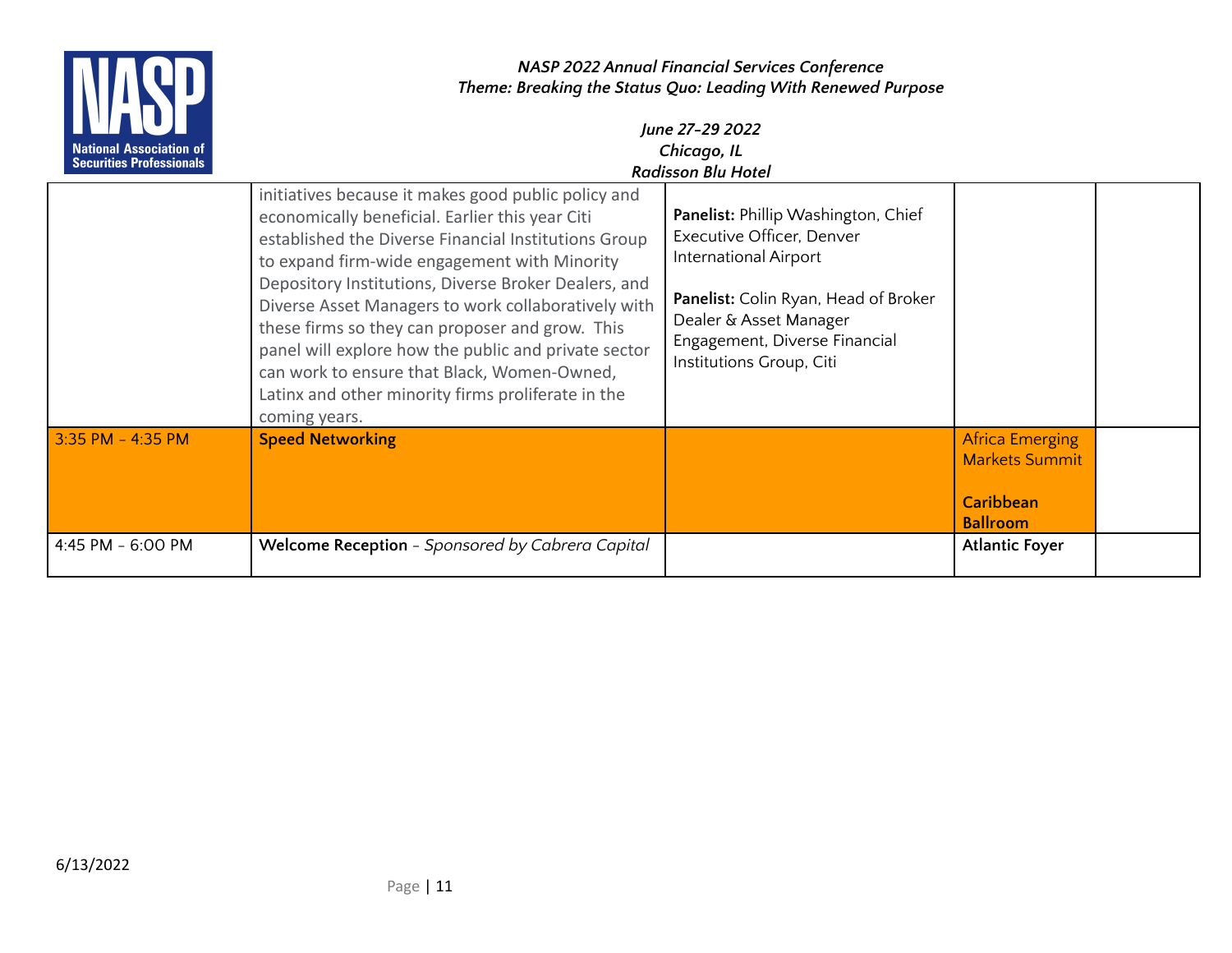| | | | | |
|---|---|---|---|---|
| | initiatives because it makes good public policy and economically beneficial. Earlier this year Citi established the Diverse Financial Institutions Group to expand firm-wide engagement with Minority Depository Institutions, Diverse Broker Dealers, and Diverse Asset Managers to work collaboratively with these firms so they can proposer and grow. This panel will explore how the public and private sector can work to ensure that Black, Women-Owned, Latinx and other minority firms proliferate in the coming years. | **Panelist:** Phillip Washington, Chief Executive Officer, Denver International Airport<br><br>**Panelist:** Colin Ryan, Head of Broker Dealer & Asset Manager Engagement, Diverse Financial Institutions Group, Citi | | |
| 3:35 PM - 4:35 PM | **Speed Networking** | | Africa Emerging Markets Summit<br><br>**Caribbean Ballroom** | |
| 4:45 PM - 6:00 PM | **Welcome Reception** - *Sponsored by Cabrera Capital* | | **Atlantic Foyer** | |

6/13/2022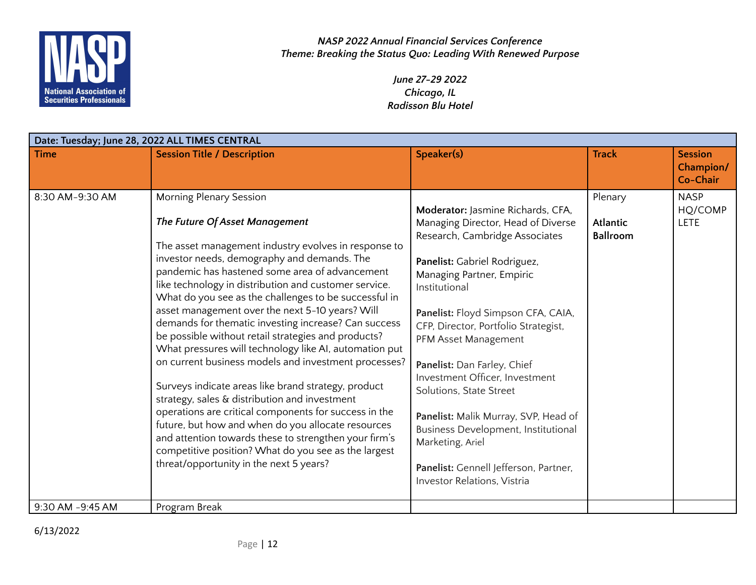*NASP 2022 Annual Financial Services Conference*
*Theme: Breaking the Status Quo: Leading With Renewed Purpose*

*June 27-29 2022*
*Chicago, IL*
*Radisson Blu Hotel*

| Date: Tuesday; June 28, 2022 ALL TIMES CENTRAL | | | | |
|---|---|---|---|---|
| **Time** | **Session Title / Description** | **Speaker(s)** | **Track** | **Session Champion/ Co-Chair** |
| 8:30 AM-9:30 AM | Morning Plenary Session<br><br>***The Future Of Asset Management***<br><br>The asset management industry evolves in response to investor needs, demography and demands. The pandemic has hastened some area of advancement like technology in distribution and customer service. What do you see as the challenges to be successful in asset management over the next 5-10 years? Will demands for thematic investing increase? Can success be possible without retail strategies and products? What pressures will technology like AI, automation put on current business models and investment processes?<br><br>Surveys indicate areas like brand strategy, product strategy, sales & distribution and investment operations are critical components for success in the future, but how and when do you allocate resources and attention towards these to strengthen your firm's competitive position? What do you see as the largest threat/opportunity in the next 5 years? | **Moderator:** Jasmine Richards, CFA, Managing Director, Head of Diverse Research, Cambridge Associates<br><br>**Panelist:** Gabriel Rodriguez, Managing Partner, Empiric Institutional<br><br>**Panelist:** Floyd Simpson CFA, CAIA, CFP, Director, Portfolio Strategist, PFM Asset Management<br><br>**Panelist:** Dan Farley, Chief Investment Officer, Investment Solutions, State Street<br><br>**Panelist:** Malik Murray, SVP, Head of Business Development, Institutional Marketing, Ariel<br><br>**Panelist:** Gennell Jefferson, Partner, Investor Relations, Vistria | Plenary<br><br>**Atlantic Ballroom** | NASP HQ/COMPLETE |
| 9:30 AM -9:45 AM | Program Break | | | |

6/13/2022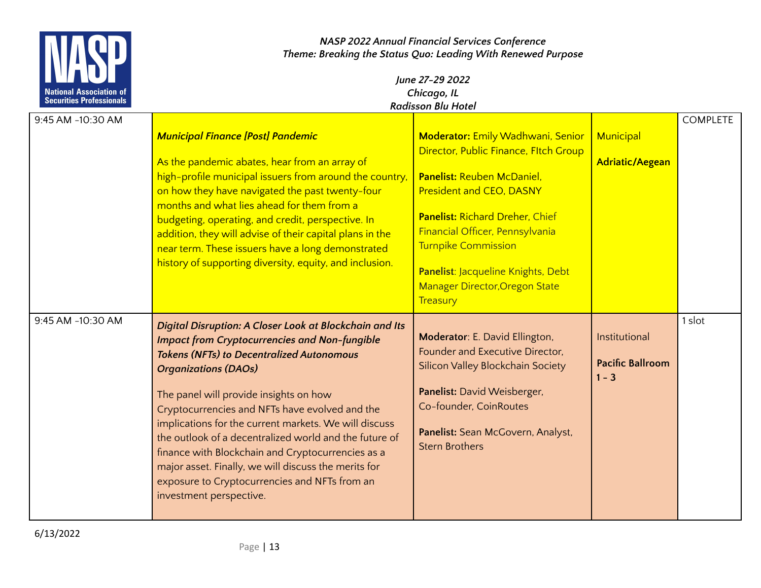| 9:45 AM -10:30 AM | ***Municipal Finance [Post] Pandemic***<br><br>As the pandemic abates, hear from an array of high-profile municipal issuers from around the country, on how they have navigated the past twenty-four months and what lies ahead for them from a budgeting, operating, and credit, perspective. In addition, they will advise of their capital plans in the near term. These issuers have a long demonstrated history of supporting diversity, equity, and inclusion. | **Moderator:** Emily Wadhwani, Senior Director, Public Finance, FItch Group<br><br>**Panelist:** Reuben McDaniel, President and CEO, DASNY<br><br>**Panelist:** Richard Dreher, Chief Financial Officer, Pennsylvania Turnpike Commission<br><br>**Panelist**: Jacqueline Knights, Debt Manager Director,Oregon State Treasury | Municipal<br><br>**Adriatic/Aegean** | COMPLETE |
|---|---|---|---|---|
| 9:45 AM -10:30 AM | ***Digital Disruption: A Closer Look at Blockchain and Its Impact from Cryptocurrencies and Non-fungible Tokens (NFTs) to Decentralized Autonomous Organizations (DAOs)***<br><br>The panel will provide insights on how Cryptocurrencies and NFTs have evolved and the implications for the current markets. We will discuss the outlook of a decentralized world and the future of finance with Blockchain and Cryptocurrencies as a major asset. Finally, we will discuss the merits for exposure to Cryptocurrencies and NFTs from an investment perspective. | **Moderator**: E. David Ellington, Founder and Executive Director, Silicon Valley Blockchain Society<br><br>**Panelist:** David Weisberger, Co-founder, CoinRoutes<br><br>**Panelist:** Sean McGovern, Analyst, Stern Brothers | Institutional<br><br>**Pacific Ballroom 1 - 3** | 1 slot |

6/13/2022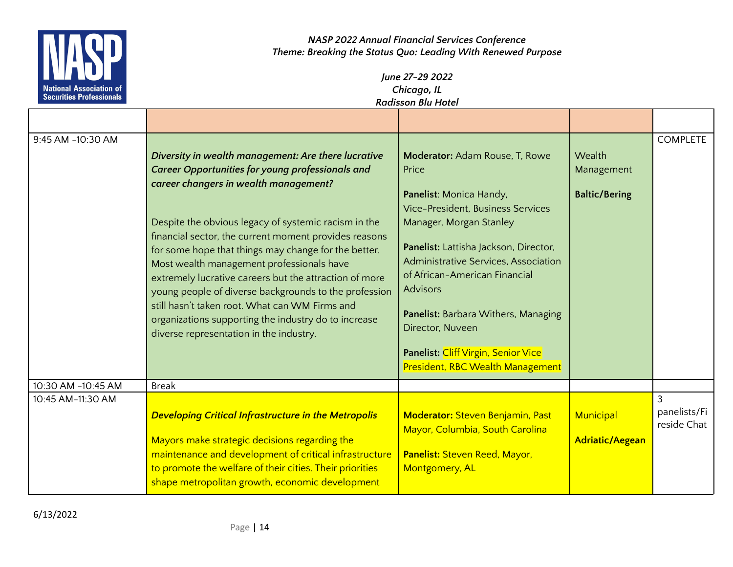| | | | | |
|---|---|---|---|---|
| 9:45 AM -10:30 AM | ***Diversity in wealth management: Are there lucrative Career Opportunities for young professionals and career changers in wealth management?***<br><br>Despite the obvious legacy of systemic racism in the financial sector, the current moment provides reasons for some hope that things may change for the better. Most wealth management professionals have extremely lucrative careers but the attraction of more young people of diverse backgrounds to the profession still hasn't taken root. What can WM Firms and organizations supporting the industry do to increase diverse representation in the industry. | **Moderator:** Adam Rouse, T, Rowe Price<br><br>**Panelist**: Monica Handy, Vice-President, Business Services Manager, Morgan Stanley<br><br>**Panelist:** Lattisha Jackson, Director, Administrative Services, Association of African-American Financial Advisors<br><br>**Panelist:** Barbara Withers, Managing Director, Nuveen<br><br>**Panelist:** Cliff Virgin, Senior Vice President, RBC Wealth Management | Wealth Management<br><br>**Baltic/Bering** | COMPLETE |
| 10:30 AM -10:45 AM | Break | | | |
| 10:45 AM-11:30 AM | ***Developing Critical Infrastructure in the Metropolis***<br><br>Mayors make strategic decisions regarding the maintenance and development of critical infrastructure to promote the welfare of their cities. Their priorities shape metropolitan growth, economic development | **Moderator:** Steven Benjamin, Past Mayor, Columbia, South Carolina<br><br>**Panelist:** Steven Reed, Mayor, Montgomery, AL | Municipal<br><br>**Adriatic/Aegean** | 3 panelists/Fireside Chat |

6/13/2022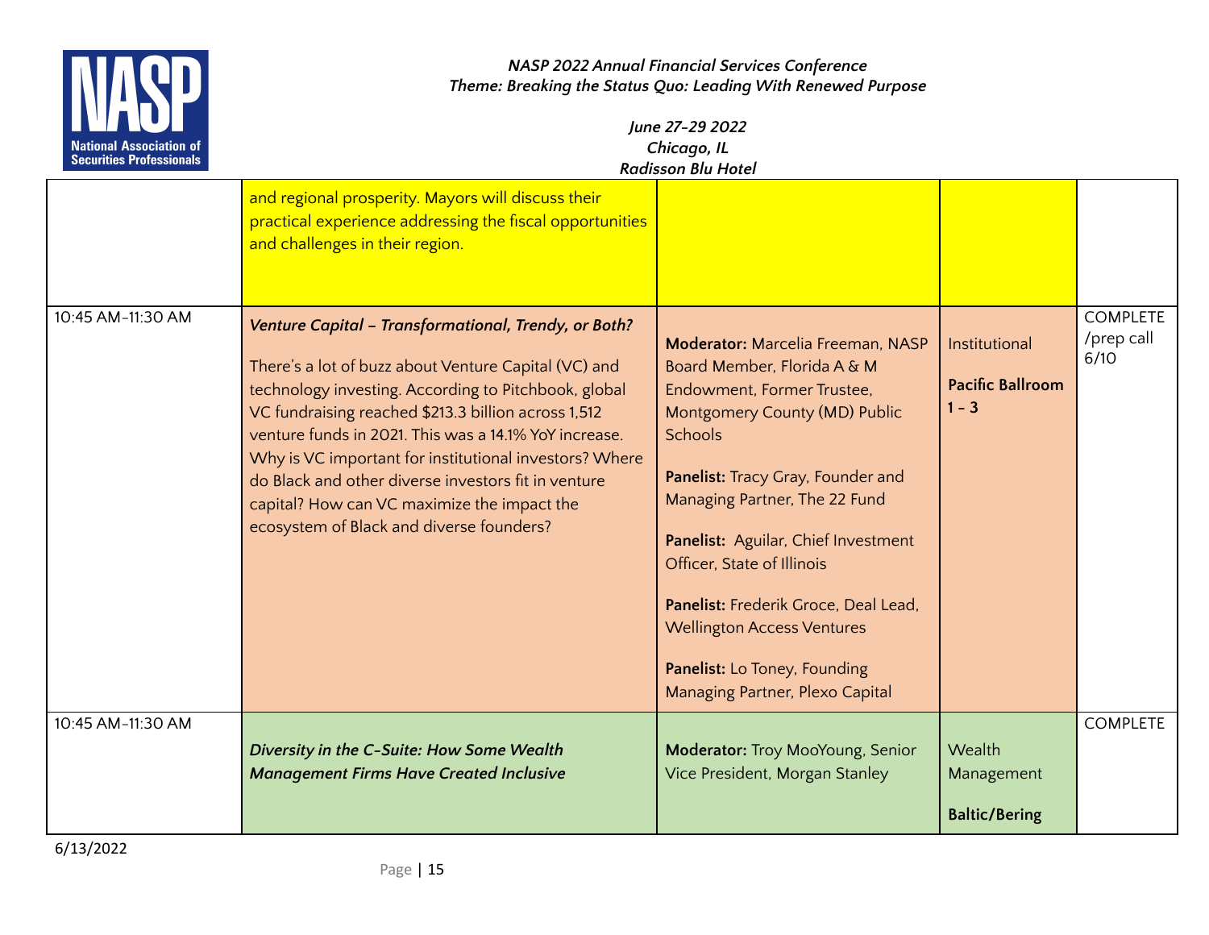| | | | | |
|---|---|---|---|---|
| | and regional prosperity. Mayors will discuss their practical experience addressing the fiscal opportunities and challenges in their region. | | | |
| 10:45 AM-11:30 AM | ***Venture Capital – Transformational, Trendy, or Both?***<br><br>There's a lot of buzz about Venture Capital (VC) and technology investing. According to Pitchbook, global VC fundraising reached $213.3 billion across 1,512 venture funds in 2021. This was a 14.1% YoY increase. Why is VC important for institutional investors? Where do Black and other diverse investors fit in venture capital? How can VC maximize the impact the ecosystem of Black and diverse founders? | **Moderator:** Marcelia Freeman, NASP Board Member, Florida A & M Endowment, Former Trustee, Montgomery County (MD) Public Schools<br><br>**Panelist:** Tracy Gray, Founder and Managing Partner, The 22 Fund<br><br>**Panelist:** Aguilar, Chief Investment Officer, State of Illinois<br><br>**Panelist:** Frederik Groce, Deal Lead, Wellington Access Ventures<br><br>**Panelist:** Lo Toney, Founding Managing Partner, Plexo Capital | Institutional<br><br>**Pacific Ballroom 1 – 3** | COMPLETE /prep call 6/10 |
| 10:45 AM-11:30 AM | ***Diversity in the C-Suite: How Some Wealth Management Firms Have Created Inclusive*** | **Moderator:** Troy MooYoung, Senior Vice President, Morgan Stanley | Wealth Management<br><br>**Baltic/Bering** | COMPLETE |

6/13/2022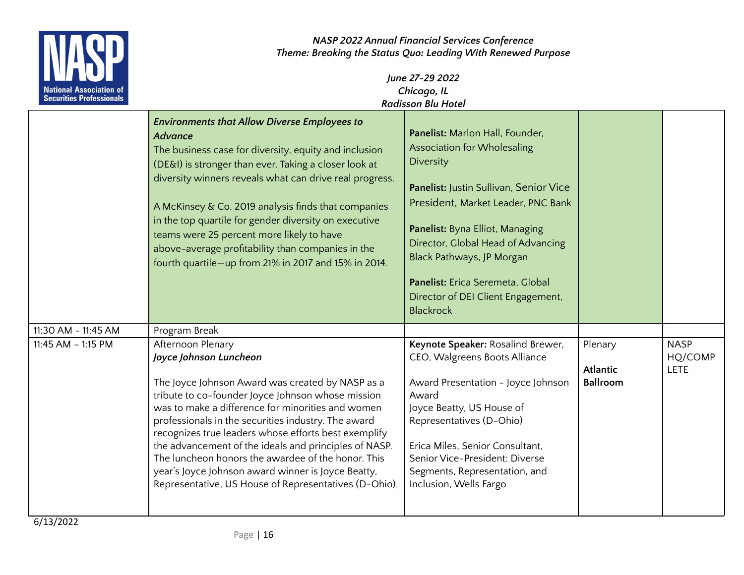| | | | | |
|---|---|---|---|---|
| | ***Environments that Allow Diverse Employees to Advance*** The business case for diversity, equity and inclusion (DE&I) is stronger than ever. Taking a closer look at diversity winners reveals what can drive real progress. A McKinsey & Co. 2019 analysis finds that companies in the top quartile for gender diversity on executive teams were 25 percent more likely to have above-average profitability than companies in the fourth quartile—up from 21% in 2017 and 15% in 2014. | **Panelist:** Marlon Hall, Founder, Association for Wholesaling Diversity **Panelist:** Justin Sullivan, Senior Vice President, Market Leader, PNC Bank **Panelist:** Byna Elliot, Managing Director, Global Head of Advancing Black Pathways, JP Morgan **Panelist:** Erica Seremeta, Global Director of DEI Client Engagement, Blackrock | | |
| 11:30 AM - 11:45 AM | Program Break | | | |
| 11:45 AM – 1:15 PM | Afternoon Plenary ***Joyce Johnson Luncheon*** The Joyce Johnson Award was created by NASP as a tribute to co-founder Joyce Johnson whose mission was to make a difference for minorities and women professionals in the securities industry. The award recognizes true leaders whose efforts best exemplify the advancement of the ideals and principles of NASP. The luncheon honors the awardee of the honor. This year's Joyce Johnson award winner is Joyce Beatty, Representative, US House of Representatives (D-Ohio). | **Keynote Speaker:** Rosalind Brewer, CEO, Walgreens Boots Alliance Award Presentation - Joyce Johnson Award Joyce Beatty, US House of Representatives (D-Ohio) Erica Miles, Senior Consultant, Senior Vice-President: Diverse Segments, Representation, and Inclusion, Wells Fargo | Plenary **Atlantic Ballroom** | NASP HQ/COMPLETE |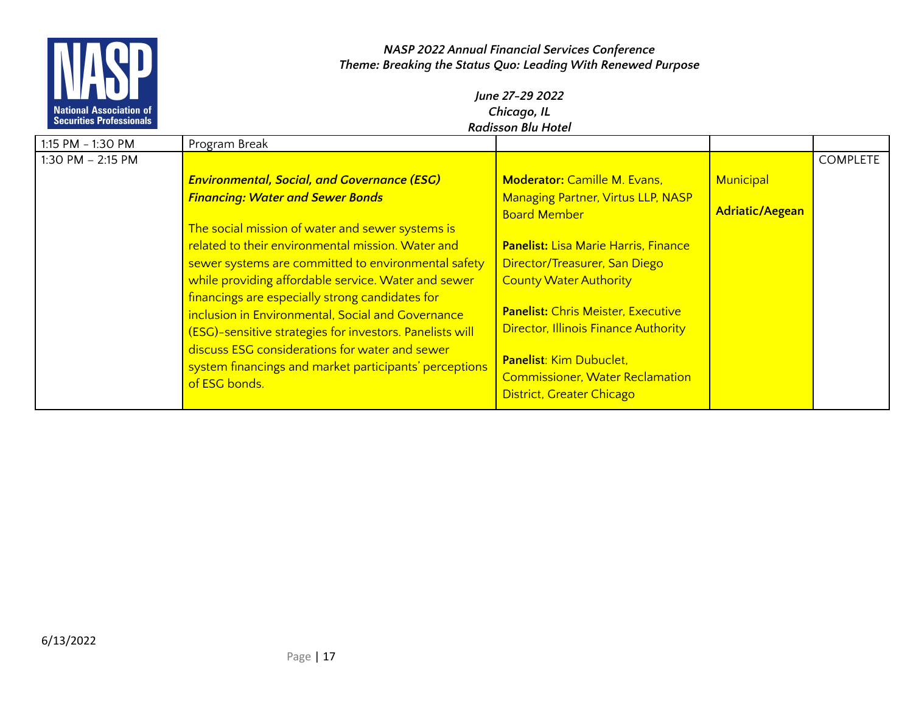| | | | | |
|---|---|---|---|---|
| 1:15 PM – 1:30 PM | Program Break | | | |
| 1:30 PM – 2:15 PM | ***Environmental, Social, and Governance (ESG) Financing: Water and Sewer Bonds***<br><br>The social mission of water and sewer systems is related to their environmental mission. Water and sewer systems are committed to environmental safety while providing affordable service. Water and sewer financings are especially strong candidates for inclusion in Environmental, Social and Governance (ESG)-sensitive strategies for investors. Panelists will discuss ESG considerations for water and sewer system financings and market participants' perceptions of ESG bonds. | **Moderator:** Camille M. Evans, Managing Partner, Virtus LLP, NASP Board Member<br><br>**Panelist:** Lisa Marie Harris, Finance Director/Treasurer, San Diego County Water Authority<br><br>**Panelist:** Chris Meister, Executive Director, Illinois Finance Authority<br><br>**Panelist**: Kim Dubuclet, Commissioner, Water Reclamation District, Greater Chicago | Municipal<br><br>**Adriatic/Aegean** | COMPLETE |

6/13/2022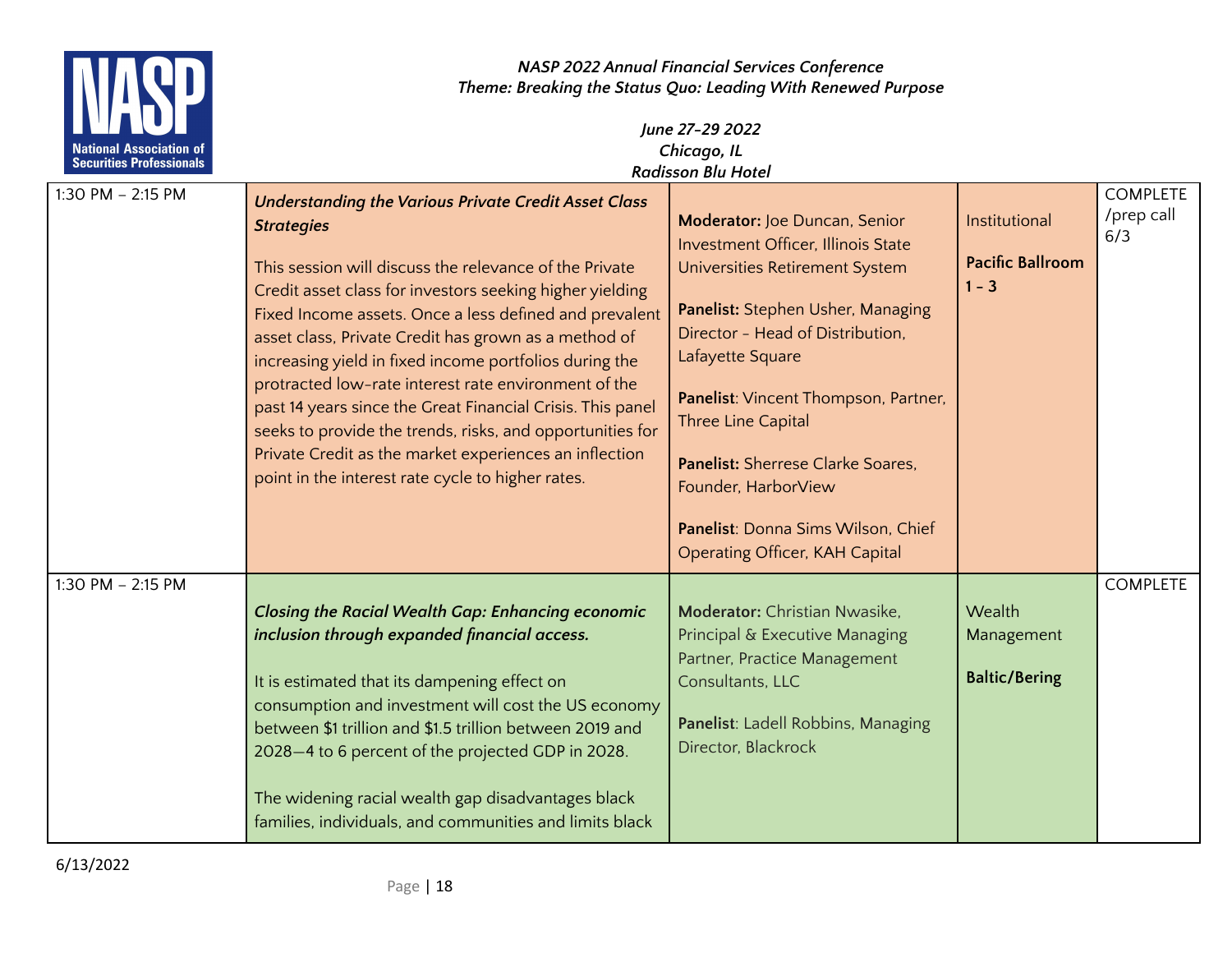| | | | | |
|---|---|---|---|---|
| 1:30 PM – 2:15 PM | ***Understanding the Various Private Credit Asset Class Strategies***<br><br>This session will discuss the relevance of the Private Credit asset class for investors seeking higher yielding Fixed Income assets. Once a less defined and prevalent asset class, Private Credit has grown as a method of increasing yield in fixed income portfolios during the protracted low-rate interest rate environment of the past 14 years since the Great Financial Crisis. This panel seeks to provide the trends, risks, and opportunities for Private Credit as the market experiences an inflection point in the interest rate cycle to higher rates. | **Moderator:** Joe Duncan, Senior Investment Officer, Illinois State Universities Retirement System<br><br>**Panelist:** Stephen Usher, Managing Director - Head of Distribution, Lafayette Square<br><br>**Panelist**: Vincent Thompson, Partner, Three Line Capital<br><br>**Panelist:** Sherrese Clarke Soares, Founder, HarborView<br><br>**Panelist**: Donna Sims Wilson, Chief Operating Officer, KAH Capital | Institutional<br><br>**Pacific Ballroom 1 - 3** | COMPLETE /prep call 6/3 |
| 1:30 PM – 2:15 PM | ***Closing the Racial Wealth Gap: Enhancing economic inclusion through expanded financial access.***<br><br>It is estimated that its dampening effect on consumption and investment will cost the US economy between \$1 trillion and \$1.5 trillion between 2019 and 2028—4 to 6 percent of the projected GDP in 2028.<br><br>The widening racial wealth gap disadvantages black families, individuals, and communities and limits black | **Moderator:** Christian Nwasike, Principal & Executive Managing Partner, Practice Management Consultants, LLC<br><br>**Panelist**: Ladell Robbins, Managing Director, Blackrock | Wealth Management<br><br>**Baltic/Bering** | COMPLETE |

6/13/2022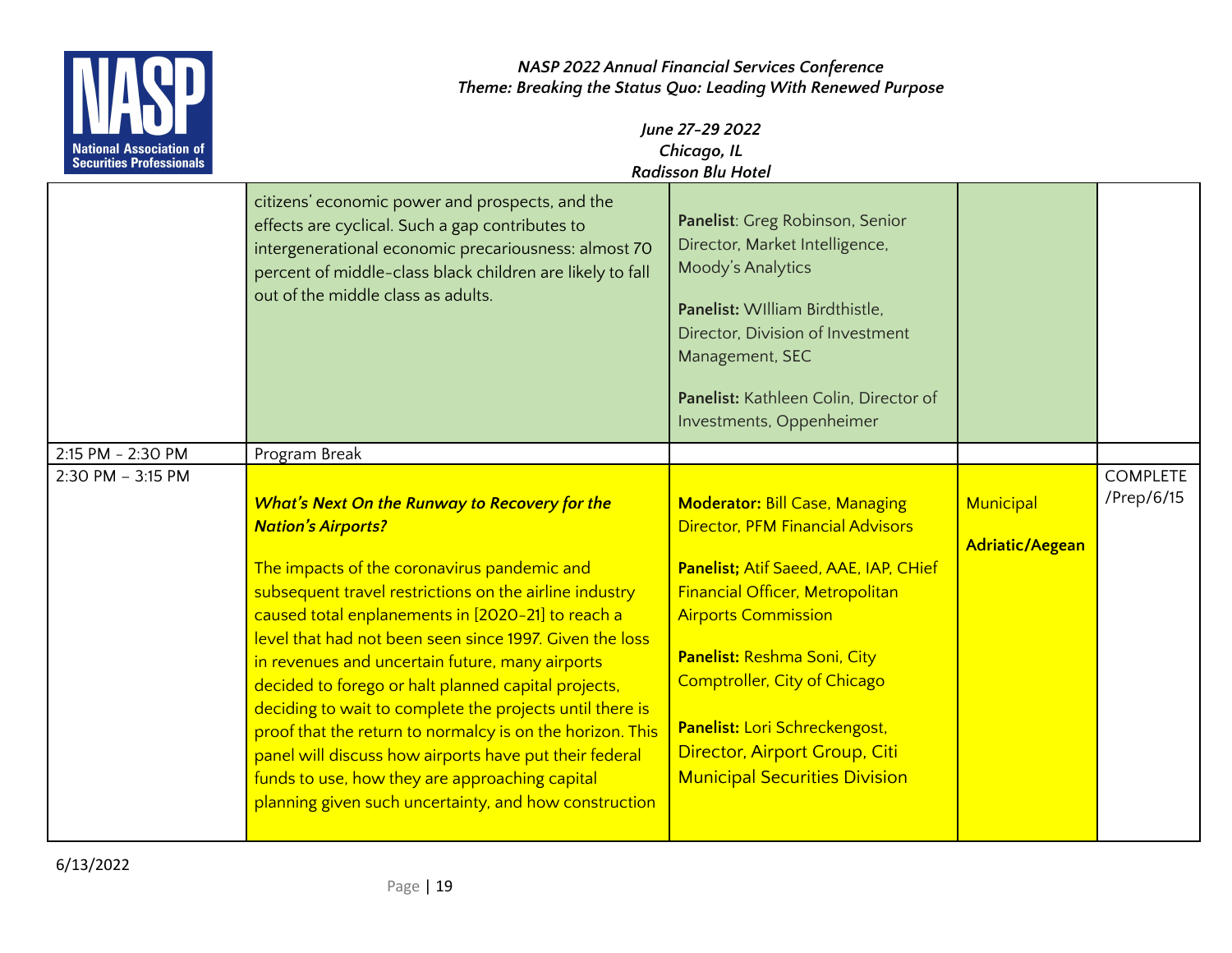| | | | | |
|---|---|---|---|---|
| | citizens' economic power and prospects, and the effects are cyclical. Such a gap contributes to intergenerational economic precariousness: almost 70 percent of middle-class black children are likely to fall out of the middle class as adults. | **Panelist**: Greg Robinson, Senior Director, Market Intelligence, Moody's Analytics<br><br>**Panelist:** WIlliam Birdthistle, Director, Division of Investment Management, SEC<br><br>**Panelist:** Kathleen Colin, Director of Investments, Oppenheimer | | |
| 2:15 PM - 2:30 PM | Program Break | | | |
| 2:30 PM – 3:15 PM | ***What's Next On the Runway to Recovery for the Nation's Airports?***<br><br>The impacts of the coronavirus pandemic and subsequent travel restrictions on the airline industry caused total enplanements in [2020-21] to reach a level that had not been seen since 1997. Given the loss in revenues and uncertain future, many airports decided to forego or halt planned capital projects, deciding to wait to complete the projects until there is proof that the return to normalcy is on the horizon. This panel will discuss how airports have put their federal funds to use, how they are approaching capital planning given such uncertainty, and how construction | **Moderator:** Bill Case, Managing Director, PFM Financial Advisors<br><br>**Panelist;** Atif Saeed, AAE, IAP, CHief Financial Officer, Metropolitan Airports Commission<br><br>**Panelist:** Reshma Soni, City Comptroller, City of Chicago<br><br>**Panelist:** Lori Schreckengost, Director, Airport Group, Citi Municipal Securities Division | Municipal<br><br>**Adriatic/Aegean** | COMPLETE /Prep/6/15 |

6/13/2022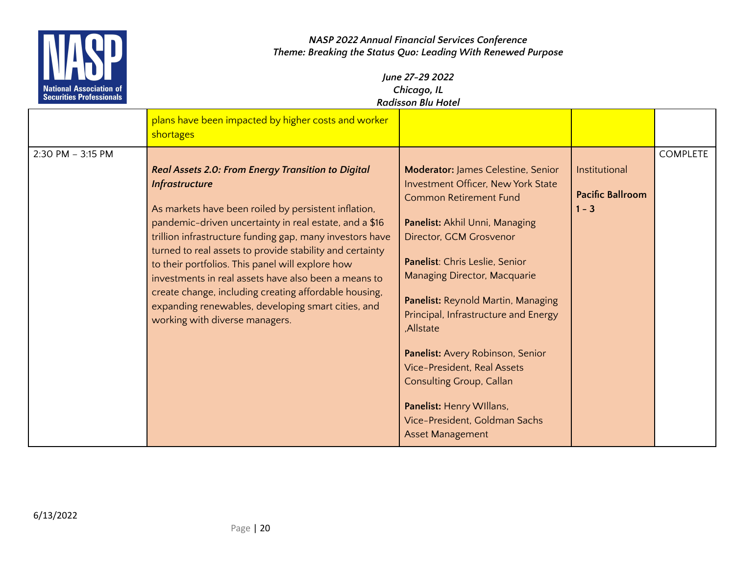|  |  |  |  |  |
|---|---|---|---|---|
|  | plans have been impacted by higher costs and worker shortages |  |  |  |
| 2:30 PM – 3:15 PM | ***Real Assets 2.0: From Energy Transition to Digital Infrastructure***<br><br>As markets have been roiled by persistent inflation, pandemic-driven uncertainty in real estate, and a $16 trillion infrastructure funding gap, many investors have turned to real assets to provide stability and certainty to their portfolios. This panel will explore how investments in real assets have also been a means to create change, including creating affordable housing, expanding renewables, developing smart cities, and working with diverse managers. | **Moderator:** James Celestine, Senior Investment Officer, New York State Common Retirement Fund<br><br>**Panelist:** Akhil Unni, Managing Director, GCM Grosvenor<br><br>**Panelist**: Chris Leslie, Senior Managing Director, Macquarie<br><br>**Panelist:** Reynold Martin, Managing Principal, Infrastructure and Energy ,Allstate<br><br>**Panelist:** Avery Robinson, Senior Vice-President, Real Assets Consulting Group, Callan<br><br>**Panelist:** Henry WIllans, Vice-President, Goldman Sachs Asset Management | Institutional<br><br>**Pacific Ballroom 1 – 3** | COMPLETE |

6/13/2022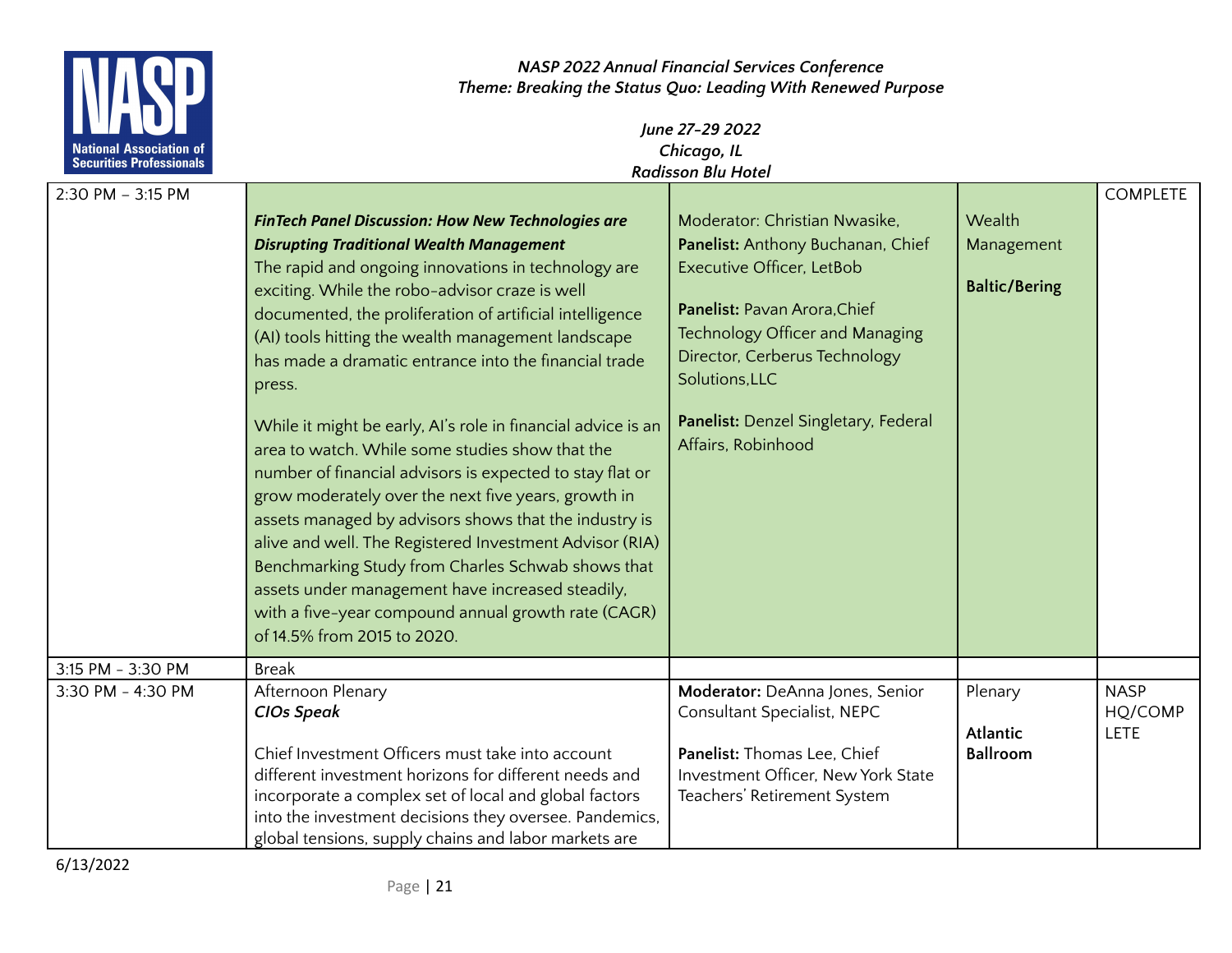| 2:30 PM – 3:15 PM | ***FinTech Panel Discussion: How New Technologies are Disrupting Traditional Wealth Management***<br>The rapid and ongoing innovations in technology are exciting. While the robo-advisor craze is well documented, the proliferation of artificial intelligence (AI) tools hitting the wealth management landscape has made a dramatic entrance into the financial trade press.<br><br>While it might be early, AI's role in financial advice is an area to watch. While some studies show that the number of financial advisors is expected to stay flat or grow moderately over the next five years, growth in assets managed by advisors shows that the industry is alive and well. The Registered Investment Advisor (RIA) Benchmarking Study from Charles Schwab shows that assets under management have increased steadily, with a five-year compound annual growth rate (CAGR) of 14.5% from 2015 to 2020. | Moderator: Christian Nwasike,<br>**Panelist:** Anthony Buchanan, Chief Executive Officer, LetBob<br><br>**Panelist:** Pavan Arora,Chief Technology Officer and Managing Director, Cerberus Technology Solutions,LLC<br><br>**Panelist:** Denzel Singletary, Federal Affairs, Robinhood | Wealth Management<br><br>**Baltic/Bering** | COMPLETE |
|---|---|---|---|---|
| 3:15 PM - 3:30 PM | Break | | | |
| 3:30 PM - 4:30 PM | Afternoon Plenary<br>***CIOs Speak***<br><br>Chief Investment Officers must take into account different investment horizons for different needs and incorporate a complex set of local and global factors into the investment decisions they oversee. Pandemics, global tensions, supply chains and labor markets are | **Moderator:** DeAnna Jones, Senior Consultant Specialist, NEPC<br><br>**Panelist:** Thomas Lee, Chief Investment Officer, New York State Teachers' Retirement System | Plenary<br><br>**Atlantic Ballroom** | NASP HQ/COMPLETE |

6/13/2022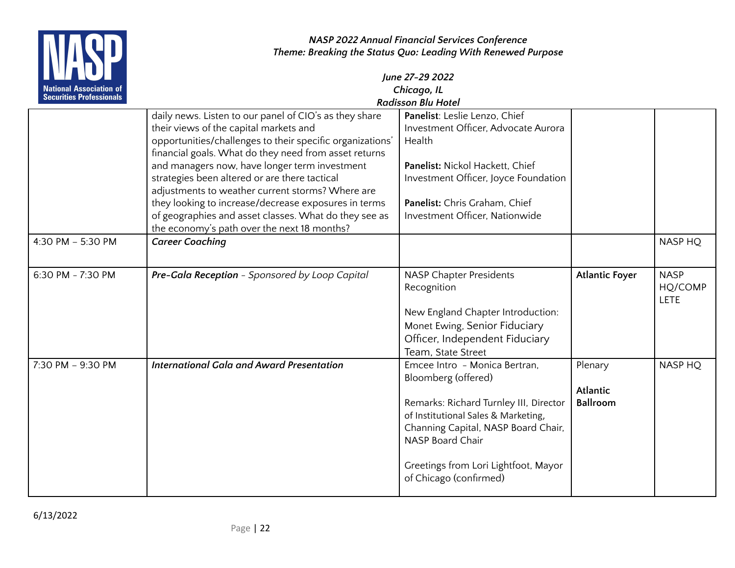| | | | | |
|---|---|---|---|---|
| | daily news. Listen to our panel of CIO's as they share their views of the capital markets and opportunities/challenges to their specific organizations' financial goals. What do they need from asset returns and managers now, have longer term investment strategies been altered or are there tactical adjustments to weather current storms? Where are they looking to increase/decrease exposures in terms of geographies and asset classes. What do they see as the economy's path over the next 18 months? | **Panelist**: Leslie Lenzo, Chief Investment Officer, Advocate Aurora Health<br><br>**Panelist:** Nickol Hackett, Chief Investment Officer, Joyce Foundation<br><br>**Panelist:** Chris Graham, Chief Investment Officer, Nationwide | | |
| 4:30 PM – 5:30 PM | ***Career Coaching*** | | | NASP HQ |
| 6:30 PM - 7:30 PM | ***Pre-Gala Reception*** *- Sponsored by Loop Capital* | NASP Chapter Presidents Recognition<br><br>New England Chapter Introduction: Monet Ewing, Senior Fiduciary Officer, Independent Fiduciary Team, State Street | **Atlantic Foyer** | NASP HQ/COMPLETE |
| 7:30 PM – 9:30 PM | ***International Gala and Award Presentation*** | Emcee Intro - Monica Bertran, Bloomberg (offered)<br><br>Remarks: Richard Turnley III, Director of Institutional Sales & Marketing, Channing Capital, NASP Board Chair, NASP Board Chair<br><br>Greetings from Lori Lightfoot, Mayor of Chicago (confirmed) | Plenary<br><br>**Atlantic Ballroom** | NASP HQ |

6/13/2022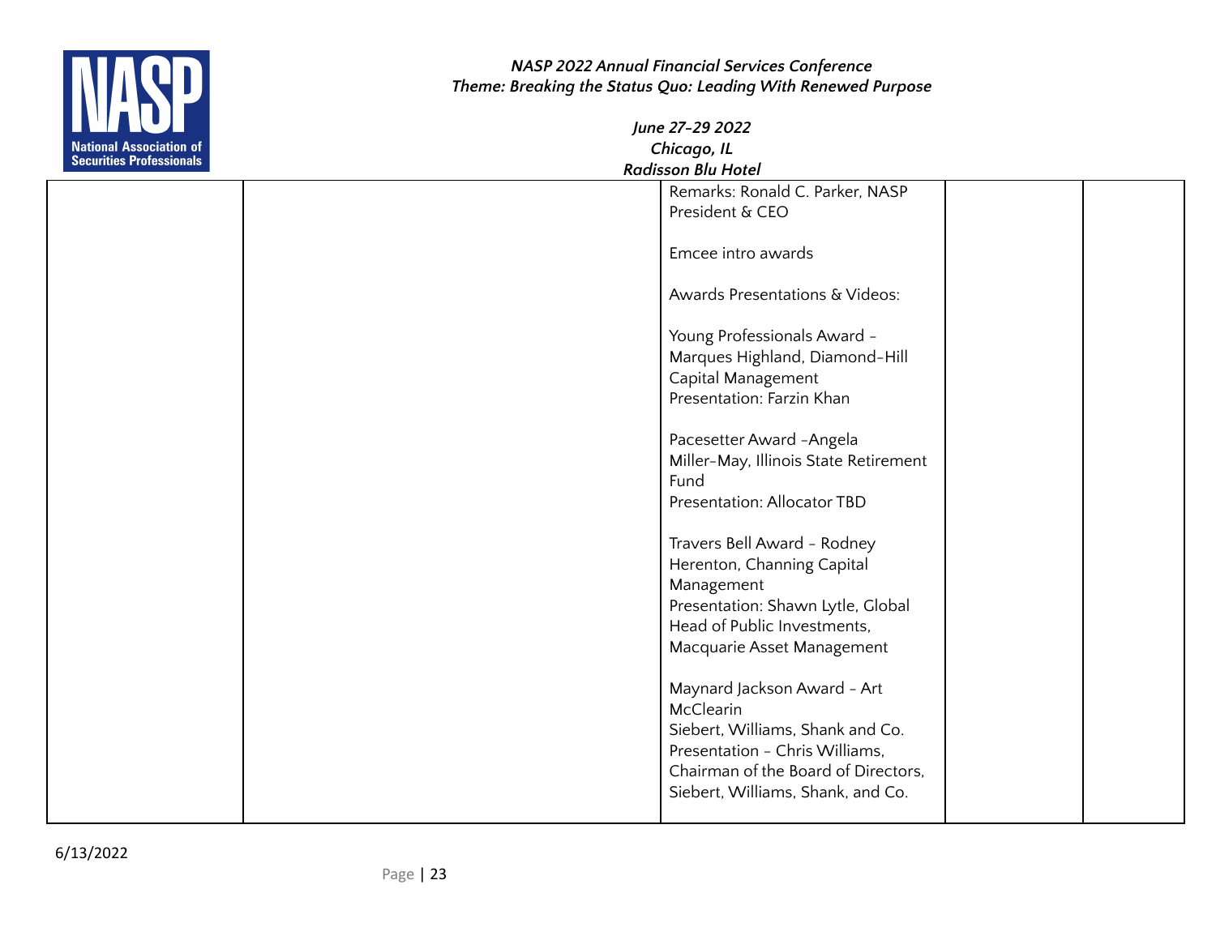| | | | | |
|---|---|---|---|---|
| | | Remarks: Ronald C. Parker, NASP President & CEO<br><br>Emcee intro awards<br><br>Awards Presentations & Videos:<br><br>Young Professionals Award - Marques Highland, Diamond-Hill Capital Management<br>Presentation: Farzin Khan<br><br>Pacesetter Award -Angela Miller-May, Illinois State Retirement Fund<br>Presentation: Allocator TBD<br><br>Travers Bell Award - Rodney Herenton, Channing Capital Management<br>Presentation: Shawn Lytle, Global Head of Public Investments, Macquarie Asset Management<br><br>Maynard Jackson Award - Art McClearin<br>Siebert, Williams, Shank and Co.<br>Presentation - Chris Williams, Chairman of the Board of Directors, Siebert, Williams, Shank, and Co. | | |

6/13/2022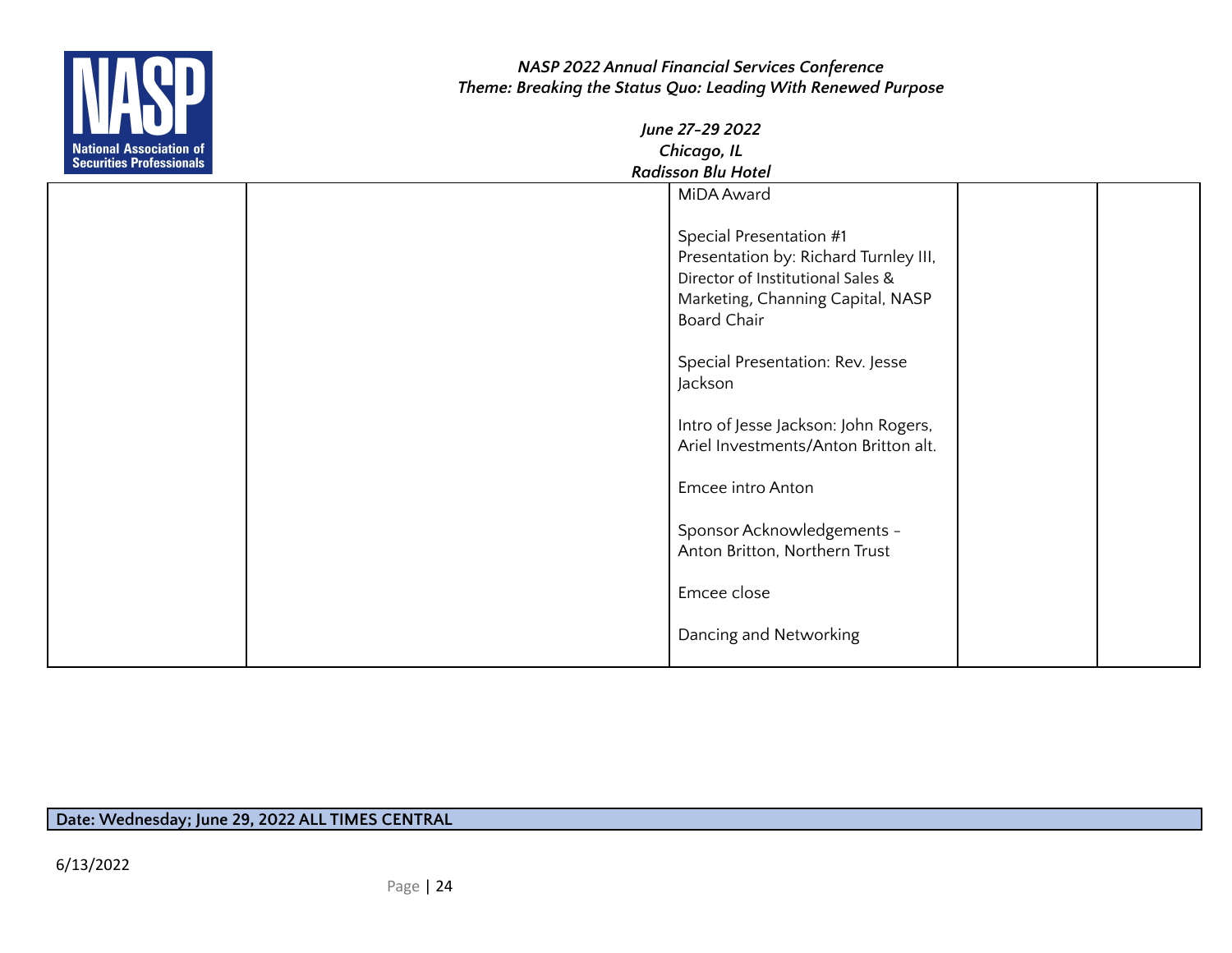| | | | | |
|---|---|---|---|---|
| | | MiDA Award<br><br>Special Presentation #1<br>Presentation by: Richard Turnley III, Director of Institutional Sales & Marketing, Channing Capital, NASP Board Chair<br><br>Special Presentation: Rev. Jesse Jackson<br><br>Intro of Jesse Jackson: John Rogers, Ariel Investments/Anton Britton alt.<br><br>Emcee intro Anton<br><br>Sponsor Acknowledgements - Anton Britton, Northern Trust<br><br>Emcee close<br><br>Dancing and Networking | | |

**Date: Wednesday; June 29, 2022 ALL TIMES CENTRAL**

6/13/2022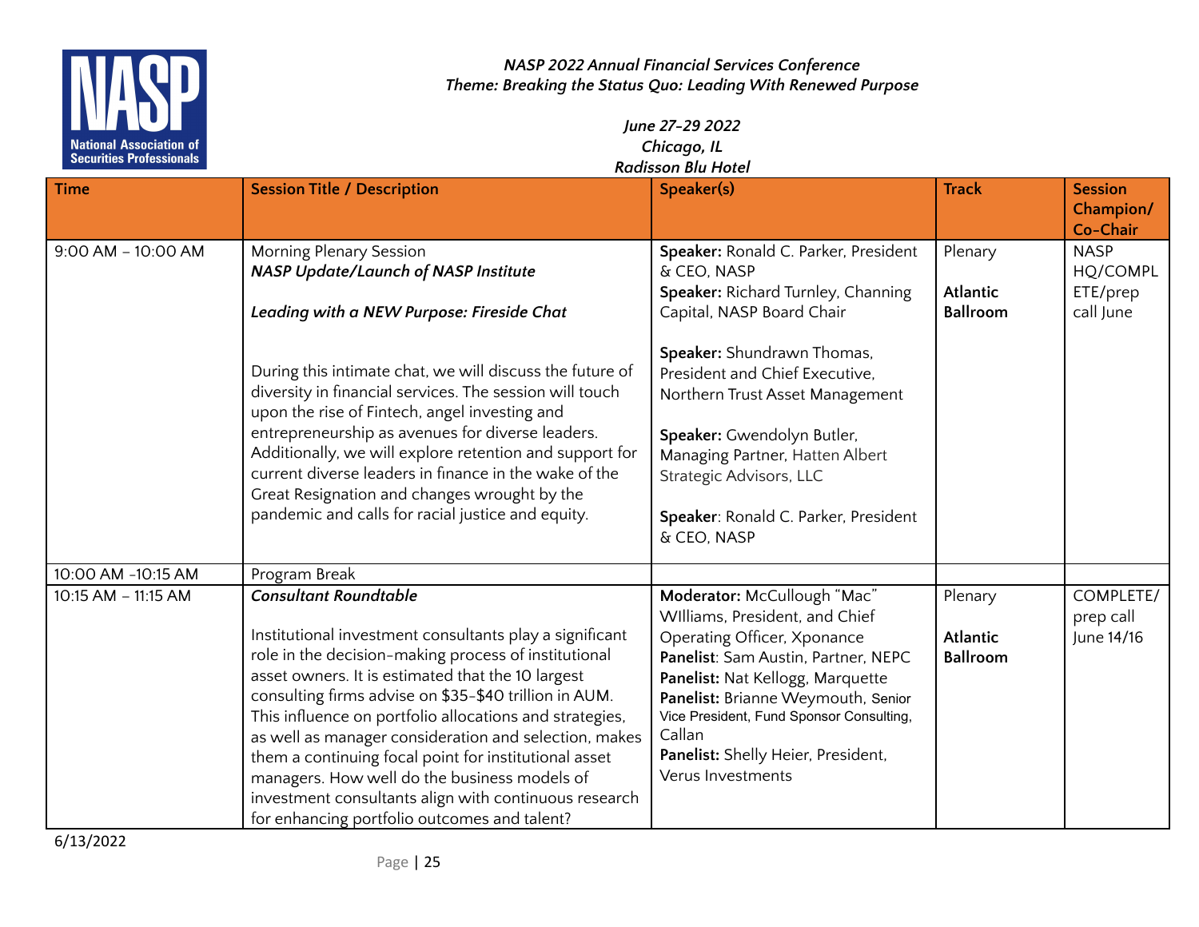*NASP 2022 Annual Financial Services Conference*
*Theme: Breaking the Status Quo: Leading With Renewed Purpose*

*June 27-29 2022*
*Chicago, IL*
*Radisson Blu Hotel*

| Time | Session Title / Description | Speaker(s) | Track | Session Champion/ Co-Chair |
|---|---|---|---|---|
| 9:00 AM – 10:00 AM | Morning Plenary Session<br>***NASP Update/Launch of NASP Institute***<br><br>***Leading with a NEW Purpose: Fireside Chat***<br><br>During this intimate chat, we will discuss the future of diversity in financial services. The session will touch upon the rise of Fintech, angel investing and entrepreneurship as avenues for diverse leaders. Additionally, we will explore retention and support for current diverse leaders in finance in the wake of the Great Resignation and changes wrought by the pandemic and calls for racial justice and equity. | **Speaker:** Ronald C. Parker, President & CEO, NASP<br>**Speaker:** Richard Turnley, Channing Capital, NASP Board Chair<br><br>**Speaker:** Shundrawn Thomas, President and Chief Executive, Northern Trust Asset Management<br><br>**Speaker:** Gwendolyn Butler, Managing Partner, Hatten Albert Strategic Advisors, LLC<br><br>**Speaker**: Ronald C. Parker, President & CEO, NASP | Plenary<br><br>**Atlantic Ballroom** | NASP HQ/COMPLETE/prep call June |
| 10:00 AM -10:15 AM | Program Break | | | |
| 10:15 AM – 11:15 AM | ***Consultant Roundtable***<br><br>Institutional investment consultants play a significant role in the decision-making process of institutional asset owners. It is estimated that the 10 largest consulting firms advise on $35-$40 trillion in AUM. This influence on portfolio allocations and strategies, as well as manager consideration and selection, makes them a continuing focal point for institutional asset managers. How well do the business models of investment consultants align with continuous research for enhancing portfolio outcomes and talent? | **Moderator:** McCullough "Mac" WIlliams, President, and Chief Operating Officer, Xponance<br>**Panelist**: Sam Austin, Partner, NEPC<br>**Panelist:** Nat Kellogg, Marquette<br>**Panelist:** Brianne Weymouth, Senior Vice President, Fund Sponsor Consulting, Callan<br>**Panelist:** Shelly Heier, President, Verus Investments | Plenary<br><br>**Atlantic Ballroom** | COMPLETE/ prep call June 14/16 |

6/13/2022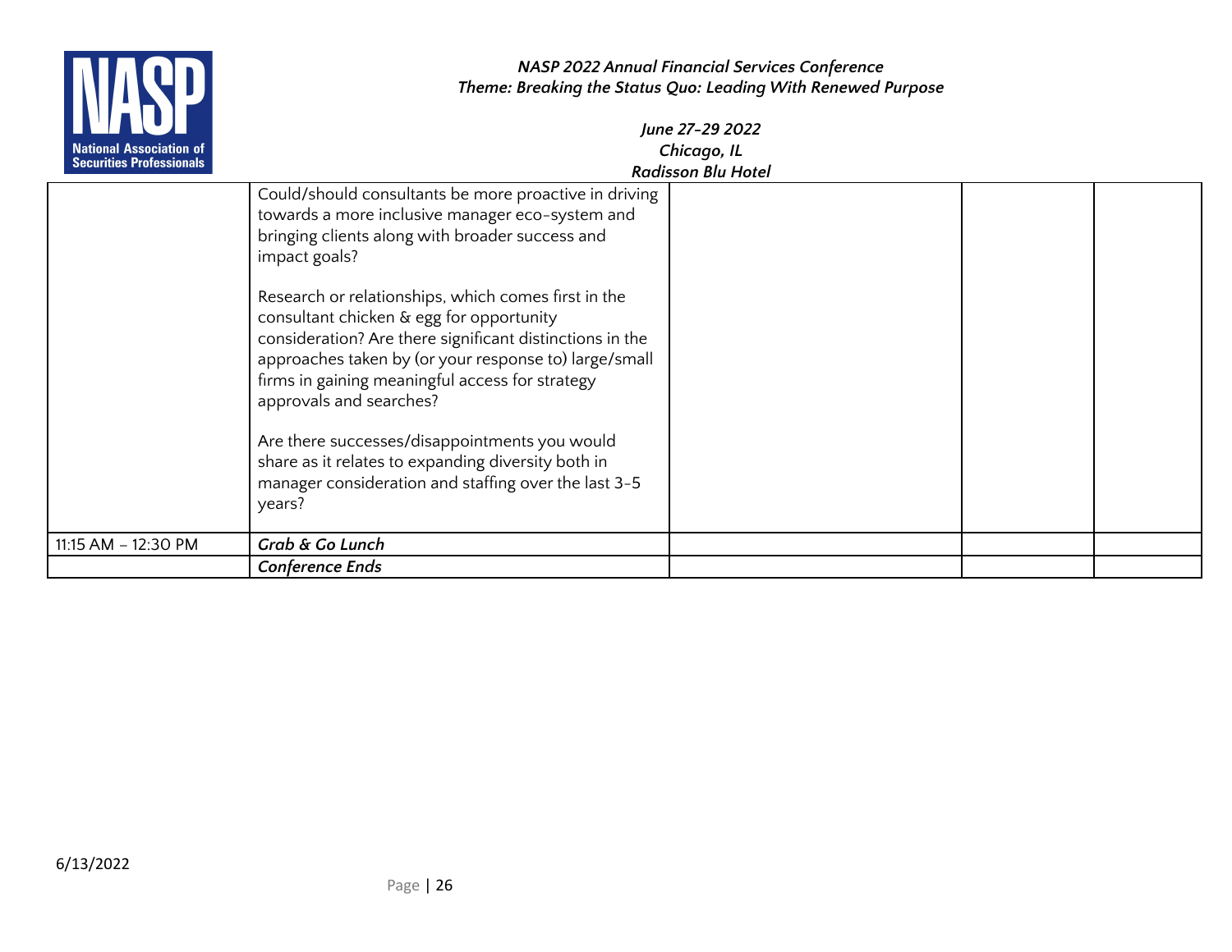| | | | | |
|---|---|---|---|---|
| | Could/should consultants be more proactive in driving towards a more inclusive manager eco-system and bringing clients along with broader success and impact goals?<br><br>Research or relationships, which comes first in the consultant chicken & egg for opportunity consideration? Are there significant distinctions in the approaches taken by (or your response to) large/small firms in gaining meaningful access for strategy approvals and searches?<br><br>Are there successes/disappointments you would share as it relates to expanding diversity both in manager consideration and staffing over the last 3-5 years? | | | |
| 11:15 AM – 12:30 PM | ***Grab & Go Lunch*** | | | |
| | ***Conference Ends*** | | | |